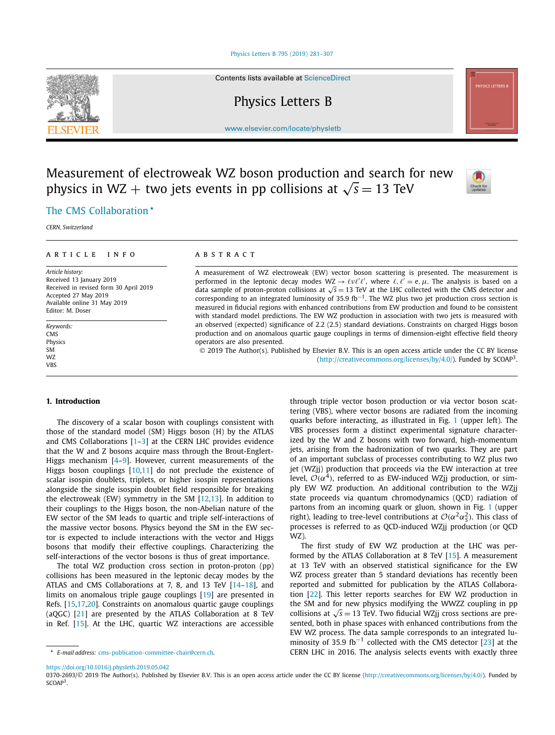# Measurement of electroweak WZ boson production and search for new physics in WZ + two jets events in pp collisions at $\sqrt{s} = 13$ TeV

The CMS Collaboration *

*CERN, Switzerland*

## ARTICLE INFO

*Article history:*
Received 13 January 2019
Received in revised form 30 April 2019
Accepted 27 May 2019
Available online 31 May 2019
Editor: M. Doser

*Keywords:*
CMS
Physics
SM
WZ
VBS

## ABSTRACT

A measurement of WZ electroweak (EW) vector boson scattering is presented. The measurement is performed in the leptonic decay modes $WZ \to \ell\nu\ell'\ell'$, where $\ell, \ell' = e, \mu$. The analysis is based on a data sample of proton-proton collisions at $\sqrt{s} = 13$ TeV at the LHC collected with the CMS detector and corresponding to an integrated luminosity of 35.9 fb$^{-1}$. The WZ plus two jet production cross section is measured in fiducial regions with enhanced contributions from EW production and found to be consistent with standard model predictions. The EW WZ production in association with two jets is measured with an observed (expected) significance of 2.2 (2.5) standard deviations. Constraints on charged Higgs boson production and on anomalous quartic gauge couplings in terms of dimension-eight effective field theory operators are also presented.

© 2019 The Author(s). Published by Elsevier B.V. This is an open access article under the CC BY license (http://creativecommons.org/licenses/by/4.0/). Funded by SCOAP[3].

## 1. Introduction

The discovery of a scalar boson with couplings consistent with those of the standard model (SM) Higgs boson (H) by the ATLAS and CMS Collaborations [1–3] at the CERN LHC provides evidence that the W and Z bosons acquire mass through the Brout-Englert-Higgs mechanism [4–9]. However, current measurements of the Higgs boson couplings [10,11] do not preclude the existence of scalar isospin doublets, triplets, or higher isospin representations alongside the single isospin doublet field responsible for breaking the electroweak (EW) symmetry in the SM [12,13]. In addition to their couplings to the Higgs boson, the non-Abelian nature of the EW sector of the SM leads to quartic and triple self-interactions of the massive vector bosons. Physics beyond the SM in the EW sector is expected to include interactions with the vector and Higgs bosons that modify their effective couplings. Characterizing the self-interactions of the vector bosons is thus of great importance.

The total WZ production cross section in proton-proton (pp) collisions has been measured in the leptonic decay modes by the ATLAS and CMS Collaborations at 7, 8, and 13 TeV [14–18], and limits on anomalous triple gauge couplings [19] are presented in Refs. [15,17,20]. Constraints on anomalous quartic gauge couplings (aQGC) [21] are presented by the ATLAS Collaboration at 8 TeV in Ref. [15]. At the LHC, quartic WZ interactions are accessible through triple vector boson production or via vector boson scattering (VBS), where vector bosons are radiated from the incoming quarks before interacting, as illustrated in Fig. 1 (upper left). The VBS processes form a distinct experimental signature characterized by the W and Z bosons with two forward, high-momentum jets, arising from the hadronization of two quarks. They are part of an important subclass of processes contributing to WZ plus two jet (WZjj) production that proceeds via the EW interaction at tree level, $\mathcal{O}(\alpha^4)$, referred to as EW-induced WZjj production, or simply EW WZ production. An additional contribution to the WZjj state proceeds via quantum chromodynamics (QCD) radiation of partons from an incoming quark or gluon, shown in Fig. 1 (upper right), leading to tree-level contributions at $\mathcal{O}(\alpha^2\alpha_S^2)$. This class of processes is referred to as QCD-induced WZjj production (or QCD WZ).

The first study of EW WZ production at the LHC was performed by the ATLAS Collaboration at 8 TeV [15]. A measurement at 13 TeV with an observed statistical significance for the EW WZ process greater than 5 standard deviations has recently been reported and submitted for publication by the ATLAS Collaboration [22]. This letter reports searches for EW WZ production in the SM and for new physics modifying the WWZZ coupling in pp collisions at $\sqrt{s} = 13$ TeV. Two fiducial WZjj cross sections are presented, both in phase spaces with enhanced contributions from the EW WZ process. The data sample corresponds to an integrated luminosity of 35.9 fb$^{-1}$ collected with the CMS detector [23] at the CERN LHC in 2016. The analysis selects events with exactly three

* E-mail address: cms-publication-committee-chair@cern.ch.

https://doi.org/10.1016/j.physletb.2019.05.042
0370-2693/© 2019 The Author(s). Published by Elsevier B.V. This is an open access article under the CC BY license (http://creativecommons.org/licenses/by/4.0/). Funded by SCOAP[3].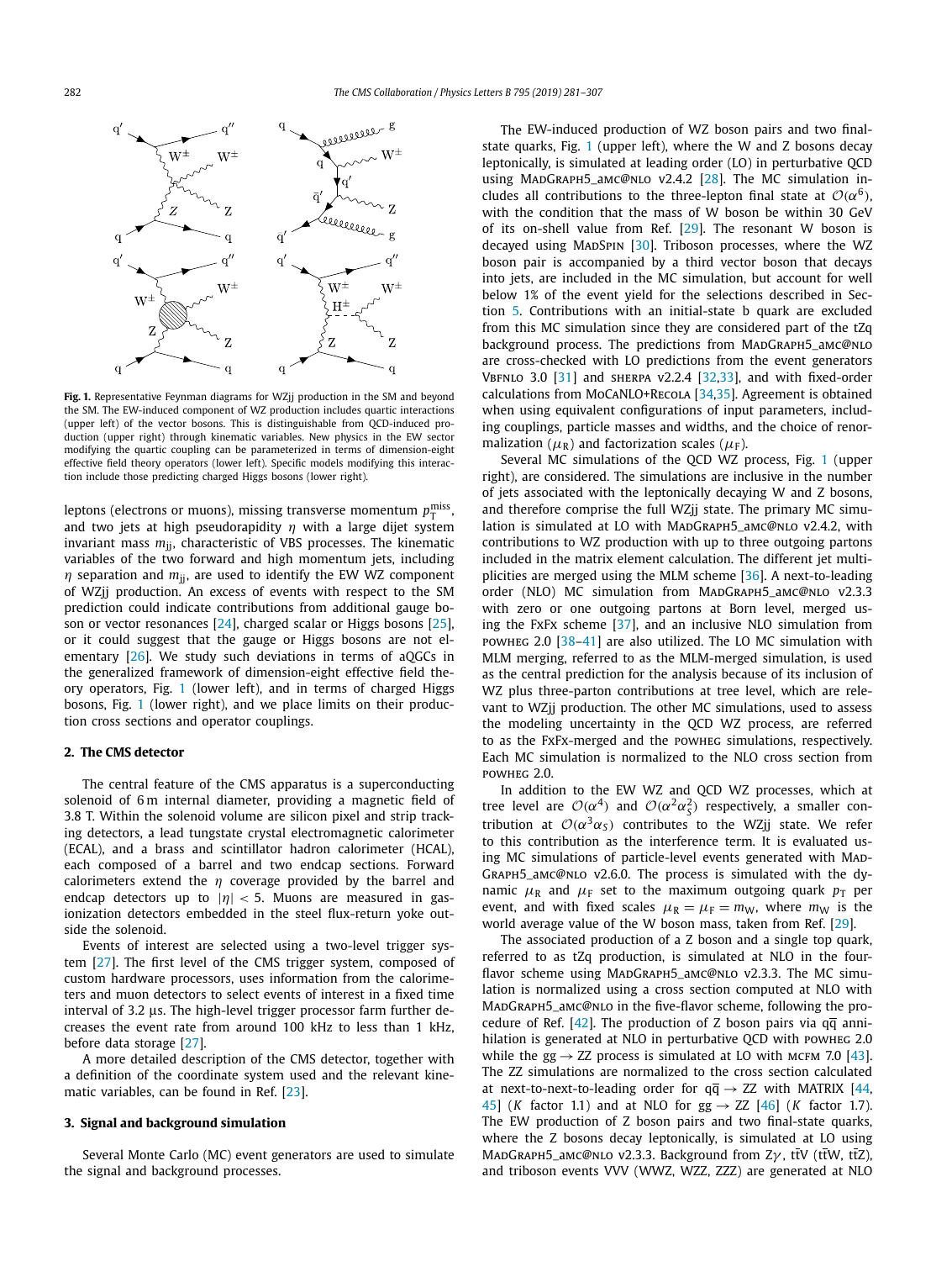**Fig. 1.** Representative Feynman diagrams for WZjj production in the SM and beyond the SM. The EW-induced component of WZ production includes quartic interactions (upper left) of the vector bosons. This is distinguishable from QCD-induced production (upper right) through kinematic variables. New physics in the EW sector modifying the quartic coupling can be parameterized in terms of dimension-eight effective field theory operators (lower left). Specific models modifying this interaction include those predicting charged Higgs bosons (lower right).

leptons (electrons or muons), missing transverse momentum $p_{\mathrm{T}}^{\mathrm{miss}}$, and two jets at high pseudorapidity $\eta$ with a large dijet system invariant mass $m_{\mathrm{jj}}$, characteristic of VBS processes. The kinematic variables of the two forward and high momentum jets, including $\eta$ separation and $m_{\mathrm{jj}}$, are used to identify the EW WZ component of WZjj production. An excess of events with respect to the SM prediction could indicate contributions from additional gauge boson or vector resonances [24], charged scalar or Higgs bosons [25], or it could suggest that the gauge or Higgs bosons are not elementary [26]. We study such deviations in terms of aQGCs in the generalized framework of dimension-eight effective field theory operators, Fig. 1 (lower left), and in terms of charged Higgs bosons, Fig. 1 (lower right), and we place limits on their production cross sections and operator couplings.

## 2. The CMS detector

The central feature of the CMS apparatus is a superconducting solenoid of 6 m internal diameter, providing a magnetic field of 3.8 T. Within the solenoid volume are silicon pixel and strip tracking detectors, a lead tungstate crystal electromagnetic calorimeter (ECAL), and a brass and scintillator hadron calorimeter (HCAL), each composed of a barrel and two endcap sections. Forward calorimeters extend the $\eta$ coverage provided by the barrel and endcap detectors up to $|\eta| < 5$. Muons are measured in gas-ionization detectors embedded in the steel flux-return yoke outside the solenoid.

Events of interest are selected using a two-level trigger system [27]. The first level of the CMS trigger system, composed of custom hardware processors, uses information from the calorimeters and muon detectors to select events of interest in a fixed time interval of 3.2 μs. The high-level trigger processor farm further decreases the event rate from around 100 kHz to less than 1 kHz, before data storage [27].

A more detailed description of the CMS detector, together with a definition of the coordinate system used and the relevant kinematic variables, can be found in Ref. [23].

## 3. Signal and background simulation

Several Monte Carlo (MC) event generators are used to simulate the signal and background processes.

The EW-induced production of WZ boson pairs and two final-state quarks, Fig. 1 (upper left), where the W and Z bosons decay leptonically, is simulated at leading order (LO) in perturbative QCD using MadGraph5_amc@nlo v2.4.2 [28]. The MC simulation includes all contributions to the three-lepton final state at $\mathcal{O}(\alpha^6)$, with the condition that the mass of W boson be within 30 GeV of its on-shell value from Ref. [29]. The resonant W boson is decayed using MadSpin [30]. Triboson processes, where the WZ boson pair is accompanied by a third vector boson that decays into jets, are included in the MC simulation, but account for well below 1% of the event yield for the selections described in Section 5. Contributions with an initial-state b quark are excluded from this MC simulation since they are considered part of the tZq background process. The predictions from MadGraph5_amc@nlo are cross-checked with LO predictions from the event generators Vbfnlo 3.0 [31] and sherpa v2.2.4 [32,33], and with fixed-order calculations from MoCaNLO+Recola [34,35]. Agreement is obtained when using equivalent configurations of input parameters, including couplings, particle masses and widths, and the choice of renormalization ($\mu_{\mathrm{R}}$) and factorization scales ($\mu_{\mathrm{F}}$).

Several MC simulations of the QCD WZ process, Fig. 1 (upper right), are considered. The simulations are inclusive in the number of jets associated with the leptonically decaying W and Z bosons, and therefore comprise the full WZjj state. The primary MC simulation is simulated at LO with MadGraph5_amc@nlo v2.4.2, with contributions to WZ production with up to three outgoing partons included in the matrix element calculation. The different jet multiplicities are merged using the MLM scheme [36]. A next-to-leading order (NLO) MC simulation from MadGraph5_amc@nlo v2.3.3 with zero or one outgoing partons at Born level, merged using the FxFx scheme [37], and an inclusive NLO simulation from powheg 2.0 [38–41] are also utilized. The LO MC simulation with MLM merging, referred to as the MLM-merged simulation, is used as the central prediction for the analysis because of its inclusion of WZ plus three-parton contributions at tree level, which are relevant to WZjj production. The other MC simulations, used to assess the modeling uncertainty in the QCD WZ process, are referred to as the FxFx-merged and the powheg simulations, respectively. Each MC simulation is normalized to the NLO cross section from powheg 2.0.

In addition to the EW WZ and QCD WZ processes, which at tree level are $\mathcal{O}(\alpha^4)$ and $\mathcal{O}(\alpha^2\alpha_S^2)$ respectively, a smaller contribution at $\mathcal{O}(\alpha^3\alpha_S)$ contributes to the WZjj state. We refer to this contribution as the interference term. It is evaluated using MC simulations of particle-level events generated with MadGraph5_amc@nlo v2.6.0. The process is simulated with the dynamic $\mu_{\mathrm{R}}$ and $\mu_{\mathrm{F}}$ set to the maximum outgoing quark $p_{\mathrm{T}}$ per event, and with fixed scales $\mu_{\mathrm{R}} = \mu_{\mathrm{F}} = m_{\mathrm{W}}$, where $m_{\mathrm{W}}$ is the world average value of the W boson mass, taken from Ref. [29].

The associated production of a Z boson and a single top quark, referred to as tZq production, is simulated at NLO in the four-flavor scheme using MadGraph5_amc@nlo v2.3.3. The MC simulation is normalized using a cross section computed at NLO with MadGraph5_amc@nlo in the five-flavor scheme, following the procedure of Ref. [42]. The production of Z boson pairs via $\mathrm{q\bar{q}}$ annihilation is generated at NLO in perturbative QCD with powheg 2.0 while the $\mathrm{gg} \to \mathrm{ZZ}$ process is simulated at LO with mcfm 7.0 [43]. The ZZ simulations are normalized to the cross section calculated at next-to-next-to-leading order for $\mathrm{q\bar{q}} \to \mathrm{ZZ}$ with MATRIX [44,45] ($K$ factor 1.1) and at NLO for $\mathrm{gg} \to \mathrm{ZZ}$ [46] ($K$ factor 1.7). The EW production of Z boson pairs and two final-state quarks, where the Z bosons decay leptonically, is simulated at LO using MadGraph5_amc@nlo v2.3.3. Background from $\mathrm{Z}\gamma$, $\mathrm{t\bar{t}V}$ ($\mathrm{t\bar{t}W}$, $\mathrm{t\bar{t}Z}$), and triboson events VVV (WWZ, WZZ, ZZZ) are generated at NLO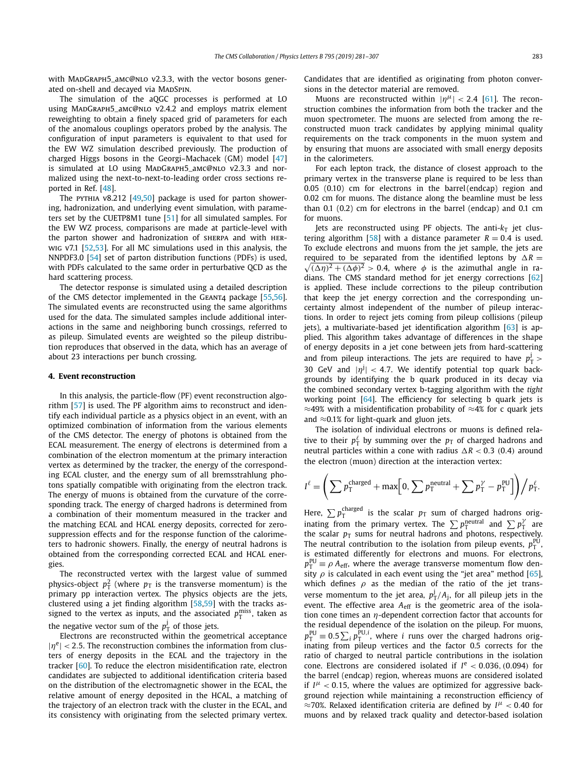with MadGraph5_amc@nlo v2.3.3, with the vector bosons generated on-shell and decayed via MadSpin.

The simulation of the aQGC processes is performed at LO using MadGraph5_amc@nlo v2.4.2 and employs matrix element reweighting to obtain a finely spaced grid of parameters for each of the anomalous couplings operators probed by the analysis. The configuration of input parameters is equivalent to that used for the EW WZ simulation described previously. The production of charged Higgs bosons in the Georgi–Machacek (GM) model [47] is simulated at LO using MadGraph5_amc@nlo v2.3.3 and normalized using the next-to-next-to-leading order cross sections reported in Ref. [48].

The pythia v8.212 [49,50] package is used for parton showering, hadronization, and underlying event simulation, with parameters set by the CUETP8M1 tune [51] for all simulated samples. For the EW WZ process, comparisons are made at particle-level with the parton shower and hadronization of sherpa and with herwig v7.1 [52,53]. For all MC simulations used in this analysis, the NNPDF3.0 [54] set of parton distribution functions (PDFs) is used, with PDFs calculated to the same order in perturbative QCD as the hard scattering process.

The detector response is simulated using a detailed description of the CMS detector implemented in the Geant4 package [55,56]. The simulated events are reconstructed using the same algorithms used for the data. The simulated samples include additional interactions in the same and neighboring bunch crossings, referred to as pileup. Simulated events are weighted so the pileup distribution reproduces that observed in the data, which has an average of about 23 interactions per bunch crossing.

## 4. Event reconstruction

In this analysis, the particle-flow (PF) event reconstruction algorithm [57] is used. The PF algorithm aims to reconstruct and identify each individual particle as a physics object in an event, with an optimized combination of information from the various elements of the CMS detector. The energy of photons is obtained from the ECAL measurement. The energy of electrons is determined from a combination of the electron momentum at the primary interaction vertex as determined by the tracker, the energy of the corresponding ECAL cluster, and the energy sum of all bremsstrahlung photons spatially compatible with originating from the electron track. The energy of muons is obtained from the curvature of the corresponding track. The energy of charged hadrons is determined from a combination of their momentum measured in the tracker and the matching ECAL and HCAL energy deposits, corrected for zero-suppression effects and for the response function of the calorimeters to hadronic showers. Finally, the energy of neutral hadrons is obtained from the corresponding corrected ECAL and HCAL energies.

The reconstructed vertex with the largest value of summed physics-object $p_T^2$ (where $p_T$ is the transverse momentum) is the primary pp interaction vertex. The physics objects are the jets, clustered using a jet finding algorithm [58,59] with the tracks assigned to the vertex as inputs, and the associated $p_T^{miss}$, taken as the negative vector sum of the $p_T^{j}$ of those jets.

Electrons are reconstructed within the geometrical acceptance $|\eta^e| < 2.5$. The reconstruction combines the information from clusters of energy deposits in the ECAL and the trajectory in the tracker [60]. To reduce the electron misidentification rate, electron candidates are subjected to additional identification criteria based on the distribution of the electromagnetic shower in the ECAL, the relative amount of energy deposited in the HCAL, a matching of the trajectory of an electron track with the cluster in the ECAL, and its consistency with originating from the selected primary vertex. Candidates that are identified as originating from photon conversions in the detector material are removed.

Muons are reconstructed within $|\eta^\mu| < 2.4$ [61]. The reconstruction combines the information from both the tracker and the muon spectrometer. The muons are selected from among the reconstructed muon track candidates by applying minimal quality requirements on the track components in the muon system and by ensuring that muons are associated with small energy deposits in the calorimeters.

For each lepton track, the distance of closest approach to the primary vertex in the transverse plane is required to be less than 0.05 (0.10) cm for electrons in the barrel (endcap) region and 0.02 cm for muons. The distance along the beamline must be less than 0.1 (0.2) cm for electrons in the barrel (endcap) and 0.1 cm for muons.

Jets are reconstructed using PF objects. The anti-$k_T$ jet clustering algorithm [58] with a distance parameter $R = 0.4$ is used. To exclude electrons and muons from the jet sample, the jets are required to be separated from the identified leptons by $\Delta R = \sqrt{(\Delta\eta)^2 + (\Delta\phi)^2} > 0.4$, where $\phi$ is the azimuthal angle in radians. The CMS standard method for jet energy corrections [62] is applied. These include corrections to the pileup contribution that keep the jet energy correction and the corresponding uncertainty almost independent of the number of pileup interactions. In order to reject jets coming from pileup collisions (pileup jets), a multivariate-based jet identification algorithm [63] is applied. This algorithm takes advantage of differences in the shape of energy deposits in a jet cone between jets from hard-scattering and from pileup interactions. The jets are required to have $p_T^{j} > 30$ GeV and $|\eta^{j}| < 4.7$. We identify potential top quark backgrounds by identifying the b quark produced in its decay via the combined secondary vertex b-tagging algorithm with the *tight* working point [64]. The efficiency for selecting b quark jets is $\approx$49% with a misidentification probability of $\approx$4% for c quark jets and $\approx$0.1% for light-quark and gluon jets.

The isolation of individual electrons or muons is defined relative to their $p_T^{\ell}$ by summing over the $p_T$ of charged hadrons and neutral particles within a cone with radius $\Delta R < 0.3$ (0.4) around the electron (muon) direction at the interaction vertex:

$$I^{\ell} = \left( \sum p_T^{\text{charged}} + \max\left[0, \sum p_T^{\text{neutral}} + \sum p_T^{\gamma} - p_T^{\text{PU}}\right] \right) \Big/ p_T^{\ell}.$$

Here, $\sum p_T^{\text{charged}}$ is the scalar $p_T$ sum of charged hadrons originating from the primary vertex. The $\sum p_T^{\text{neutral}}$ and $\sum p_T^{\gamma}$ are the scalar $p_T$ sums for neutral hadrons and photons, respectively. The neutral contribution to the isolation from pileup events, $p_T^{\text{PU}}$, is estimated differently for electrons and muons. For electrons, $p_T^{\text{PU}} \equiv \rho A_{\text{eff}}$, where the average transverse momentum flow density $\rho$ is calculated in each event using the "jet area" method [65], which defines $\rho$ as the median of the ratio of the jet transverse momentum to the jet area, $p_T^{j}/A_j$, for all pileup jets in the event. The effective area $A_{\text{eff}}$ is the geometric area of the isolation cone times an $\eta$-dependent correction factor that accounts for the residual dependence of the isolation on the pileup. For muons, $p_T^{\text{PU}} \equiv 0.5 \sum_i p_T^{\text{PU},i}$, where $i$ runs over the charged hadrons originating from pileup vertices and the factor 0.5 corrects for the ratio of charged to neutral particle contributions in the isolation cone. Electrons are considered isolated if $I^e < 0.036$, (0.094) for the barrel (endcap) region, whereas muons are considered isolated if $I^\mu < 0.15$, where the values are optimized for aggressive background rejection while maintaining a reconstruction efficiency of $\approx$70%. Relaxed identification criteria are defined by $I^\mu < 0.40$ for muons and by relaxed track quality and detector-based isolation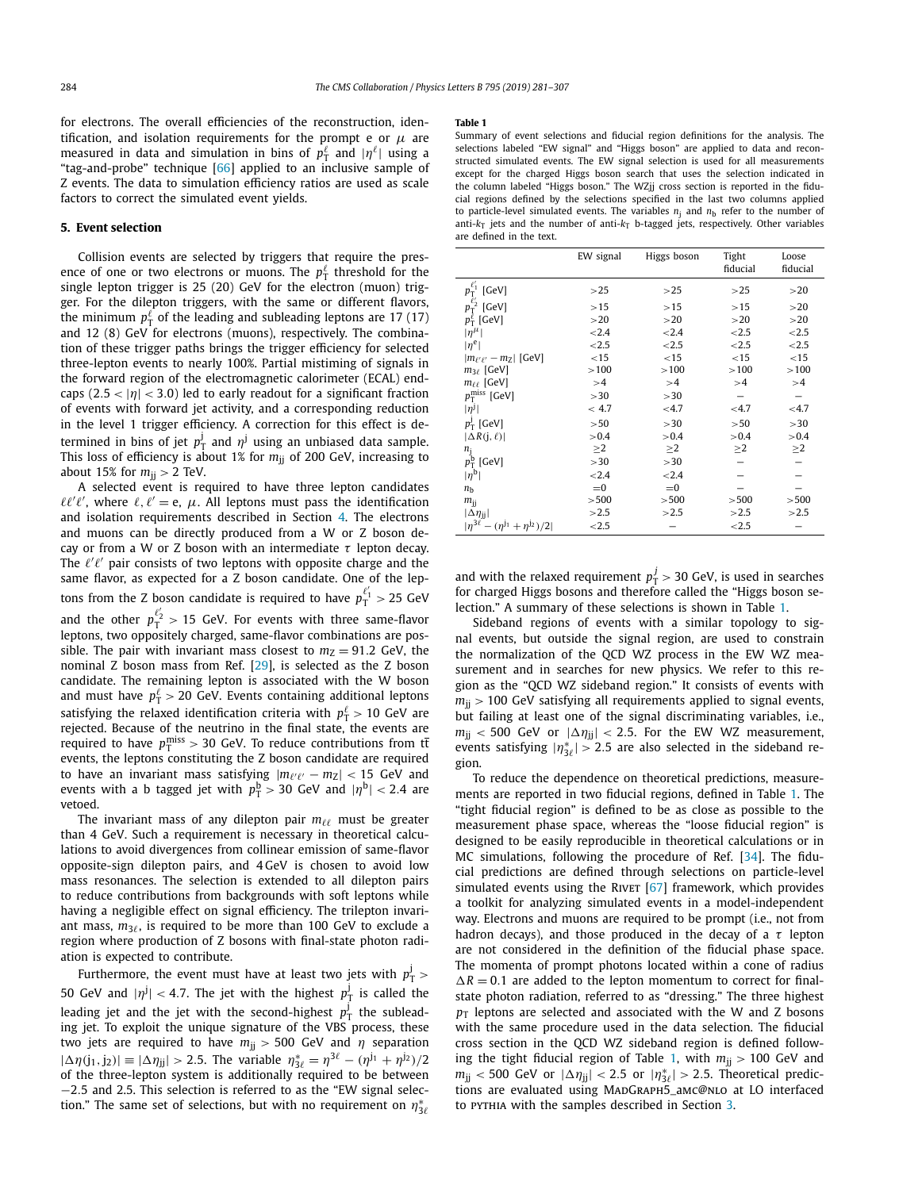for electrons. The overall efficiencies of the reconstruction, identification, and isolation requirements for the prompt e or $\mu$ are measured in data and simulation in bins of $p_T^\ell$ and $|\eta^\ell|$ using a "tag-and-probe" technique [66] applied to an inclusive sample of Z events. The data to simulation efficiency ratios are used as scale factors to correct the simulated event yields.

## 5. Event selection

Collision events are selected by triggers that require the presence of one or two electrons or muons. The $p_T^\ell$ threshold for the single lepton trigger is 25 (20) GeV for the electron (muon) trigger. For the dilepton triggers, with the same or different flavors, the minimum $p_T^\ell$ of the leading and subleading leptons are 17 (17) and 12 (8) GeV for electrons (muons), respectively. The combination of these trigger paths brings the trigger efficiency for selected three-lepton events to nearly 100%. Partial mistiming of signals in the forward region of the electromagnetic calorimeter (ECAL) endcaps ($2.5 < |\eta| < 3.0$) led to early readout for a significant fraction of events with forward jet activity, and a corresponding reduction in the level 1 trigger efficiency. A correction for this effect is determined in bins of jet $p_T^j$ and $\eta^j$ using an unbiased data sample. This loss of efficiency is about 1% for $m_{jj}$ of 200 GeV, increasing to about 15% for $m_{jj} > 2$ TeV.

A selected event is required to have three lepton candidates $\ell\ell'\ell'$, where $\ell, \ell' = e, \mu$. All leptons must pass the identification and isolation requirements described in Section 4. The electrons and muons can be directly produced from a W or Z boson decay or from a W or Z boson with an intermediate $\tau$ lepton decay. The $\ell'\ell'$ pair consists of two leptons with opposite charge and the same flavor, as expected for a Z boson candidate. One of the leptons from the Z boson candidate is required to have $p_T^{\ell'_1} > 25$ GeV and the other $p_T^{\ell'_2} > 15$ GeV. For events with three same-flavor leptons, two oppositely charged, same-flavor combinations are possible. The pair with invariant mass closest to $m_Z = 91.2$ GeV, the nominal Z boson mass from Ref. [29], is selected as the Z boson candidate. The remaining lepton is associated with the W boson and must have $p_T^\ell > 20$ GeV. Events containing additional leptons satisfying the relaxed identification criteria with $p_T^\ell > 10$ GeV are rejected. Because of the neutrino in the final state, the events are required to have $p_T^{miss} > 30$ GeV. To reduce contributions from $t\bar{t}$ events, the leptons constituting the Z boson candidate are required to have an invariant mass satisfying $|m_{\ell'\ell'} - m_Z| < 15$ GeV and events with a b tagged jet with $p_T^b > 30$ GeV and $|\eta^b| < 2.4$ are vetoed.

The invariant mass of any dilepton pair $m_{\ell\ell}$ must be greater than 4 GeV. Such a requirement is necessary in theoretical calculations to avoid divergences from collinear emission of same-flavor opposite-sign dilepton pairs, and 4 GeV is chosen to avoid low mass resonances. The selection is extended to all dilepton pairs to reduce contributions from backgrounds with soft leptons while having a negligible effect on signal efficiency. The trilepton invariant mass, $m_{3\ell}$, is required to be more than 100 GeV to exclude a region where production of Z bosons with final-state photon radiation is expected to contribute.

Furthermore, the event must have at least two jets with $p_T^j > 50$ GeV and $|\eta^j| < 4.7$. The jet with the highest $p_T^j$ is called the leading jet and the jet with the second-highest $p_T^j$ the subleading jet. To exploit the unique signature of the VBS process, these two jets are required to have $m_{jj} > 500$ GeV and $\eta$ separation $|\Delta\eta(j_1, j_2)| \equiv |\Delta\eta_{jj}| > 2.5$. The variable $\eta^*_{3\ell} = \eta^{3\ell} - (\eta^{j_1} + \eta^{j_2})/2$ of the three-lepton system is additionally required to be between $-2.5$ and 2.5. This selection is referred to as the "EW signal selection." The same set of selections, but with no requirement on $\eta^*_{3\ell}$ and with the relaxed requirement $p_T^j > 30$ GeV, is used in searches for charged Higgs bosons and therefore called the "Higgs boson selection." A summary of these selections is shown in Table 1.

**Table 1**
Summary of event selections and fiducial region definitions for the analysis. The selections labeled "EW signal" and "Higgs boson" are applied to data and reconstructed simulated events. The EW signal selection is used for all measurements except for the charged Higgs boson search that uses the selection indicated in the column labeled "Higgs boson." The WZjj cross section is reported in the fiducial regions defined by the selections specified in the last two columns applied to particle-level simulated events. The variables $n_j$ and $n_b$ refer to the number of anti-$k_T$ jets and the number of anti-$k_T$ b-tagged jets, respectively. Other variables are defined in the text.

| | EW signal | Higgs boson | Tight fiducial | Loose fiducial |
|---|---|---|---|---|
| $p_T^{\ell'_1}$ [GeV] | >25 | >25 | >25 | >20 |
| $p_T^{\ell'_2}$ [GeV] | >15 | >15 | >15 | >20 |
| $p_T^{\ell}$ [GeV] | >20 | >20 | >20 | >20 |
| $\lvert\eta^\mu\rvert$ | <2.4 | <2.4 | <2.5 | <2.5 |
| $\lvert\eta^e\rvert$ | <2.5 | <2.5 | <2.5 | <2.5 |
| $\lvert m_{\ell'\ell'} - m_Z\rvert$ [GeV] | <15 | <15 | <15 | <15 |
| $m_{3\ell}$ [GeV] | >100 | >100 | >100 | >100 |
| $m_{\ell\ell}$ [GeV] | >4 | >4 | >4 | >4 |
| $p_T^{miss}$ [GeV] | >30 | >30 | – | – |
| $\lvert\eta^j\rvert$ | < 4.7 | <4.7 | <4.7 | <4.7 |
| $p_T^j$ [GeV] | >50 | >30 | >50 | >30 |
| $\lvert\Delta R(j, \ell)\rvert$ | >0.4 | >0.4 | >0.4 | >0.4 |
| $n_j$ | ≥2 | ≥2 | ≥2 | ≥2 |
| $p_T^b$ [GeV] | >30 | >30 | – | – |
| $\lvert\eta^b\rvert$ | <2.4 | <2.4 | – | – |
| $n_b$ | =0 | =0 | – | – |
| $m_{jj}$ | >500 | >500 | >500 | >500 |
| $\lvert\Delta\eta_{jj}\rvert$ | >2.5 | >2.5 | >2.5 | >2.5 |
| $\lvert\eta^{3\ell} - (\eta^{j_1} + \eta^{j_2})/2\rvert$ | <2.5 | – | <2.5 | – |

Sideband regions of events with a similar topology to signal events, but outside the signal region, are used to constrain the normalization of the QCD WZ process in the EW WZ measurement and in searches for new physics. We refer to this region as the "QCD WZ sideband region." It consists of events with $m_{jj} > 100$ GeV satisfying all requirements applied to signal events, but failing at least one of the signal discriminating variables, i.e., $m_{jj} < 500$ GeV or $|\Delta\eta_{jj}| < 2.5$. For the EW WZ measurement, events satisfying $|\eta^*_{3\ell}| > 2.5$ are also selected in the sideband region.

To reduce the dependence on theoretical predictions, measurements are reported in two fiducial regions, defined in Table 1. The "tight fiducial region" is defined to be as close as possible to the measurement phase space, whereas the "loose fiducial region" is designed to be easily reproducible in theoretical calculations or in MC simulations, following the procedure of Ref. [34]. The fiducial predictions are defined through selections on particle-level simulated events using the Rivet [67] framework, which provides a toolkit for analyzing simulated events in a model-independent way. Electrons and muons are required to be prompt (i.e., not from hadron decays), and those produced in the decay of a $\tau$ lepton are not considered in the definition of the fiducial phase space. The momenta of prompt photons located within a cone of radius $\Delta R = 0.1$ are added to the lepton momentum to correct for final-state photon radiation, referred to as "dressing." The three highest $p_T$ leptons are selected and associated with the W and Z bosons with the same procedure used in the data selection. The fiducial cross section in the QCD WZ sideband region is defined following the tight fiducial region of Table 1, with $m_{jj} > 100$ GeV and $m_{jj} < 500$ GeV or $|\Delta\eta_{jj}| < 2.5$ or $|\eta^*_{3\ell}| > 2.5$. Theoretical predictions are evaluated using MadGraph5_amc@nlo at LO interfaced to pythia with the samples described in Section 3.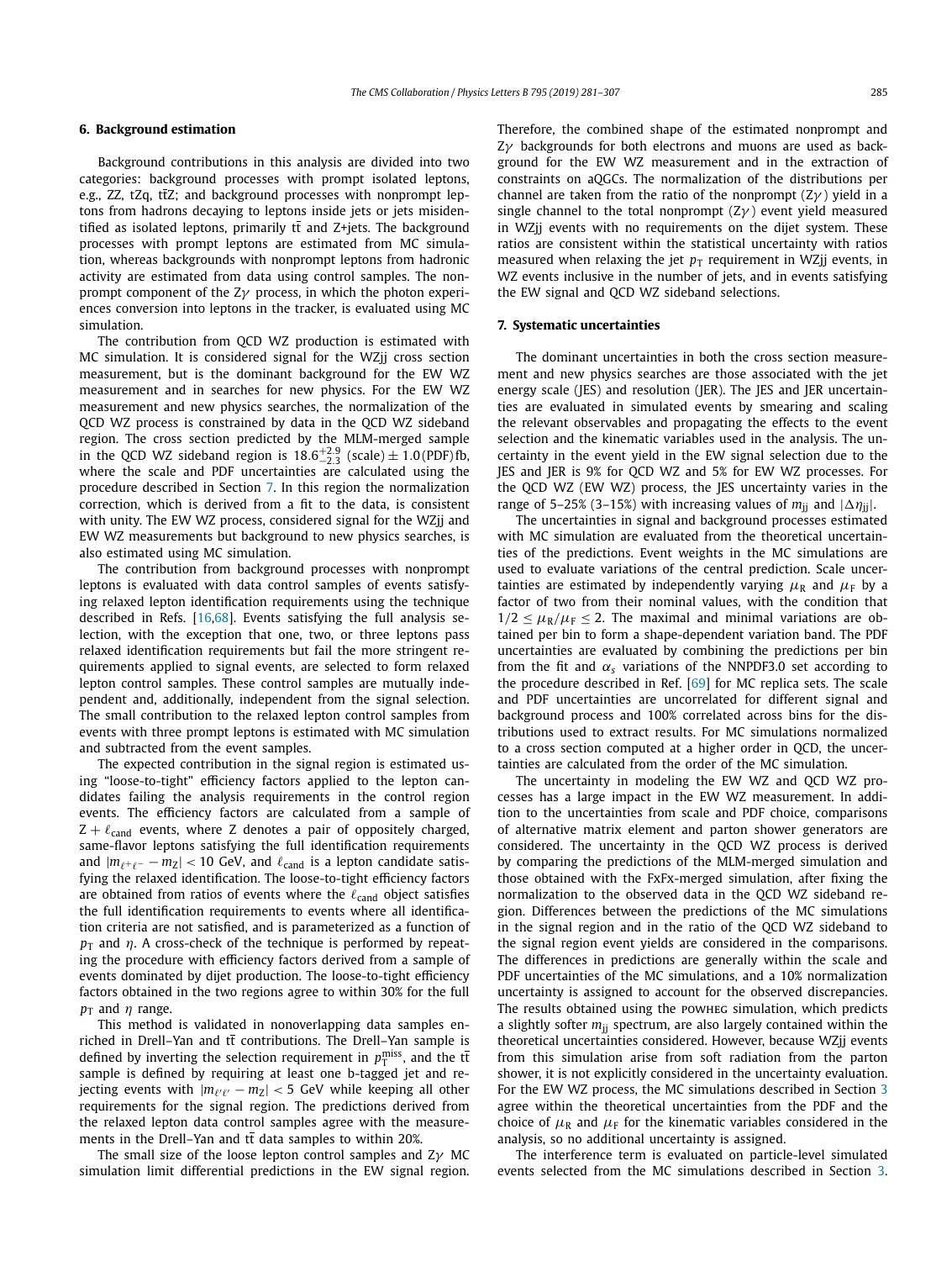## 6. Background estimation

Background contributions in this analysis are divided into two categories: background processes with prompt isolated leptons, e.g., ZZ, tZq, $t\bar{t}Z$; and background processes with nonprompt leptons from hadrons decaying to leptons inside jets or jets misidentified as isolated leptons, primarily $t\bar{t}$ and Z+jets. The background processes with prompt leptons are estimated from MC simulation, whereas backgrounds with nonprompt leptons from hadronic activity are estimated from data using control samples. The nonprompt component of the $Z\gamma$ process, in which the photon experiences conversion into leptons in the tracker, is evaluated using MC simulation.

The contribution from QCD WZ production is estimated with MC simulation. It is considered signal for the WZjj cross section measurement, but is the dominant background for the EW WZ measurement and in searches for new physics. For the EW WZ measurement and new physics searches, the normalization of the QCD WZ process is constrained by data in the QCD WZ sideband region. The cross section predicted by the MLM-merged sample in the QCD WZ sideband region is $18.6^{+2.9}_{-2.3}\,(\text{scale}) \pm 1.0\,(\text{PDF})\,\text{fb}$, where the scale and PDF uncertainties are calculated using the procedure described in Section 7. In this region the normalization correction, which is derived from a fit to the data, is consistent with unity. The EW WZ process, considered signal for the WZjj and EW WZ measurements but background to new physics searches, is also estimated using MC simulation.

The contribution from background processes with nonprompt leptons is evaluated with data control samples of events satisfying relaxed lepton identification requirements using the technique described in Refs. [16,68]. Events satisfying the full analysis selection, with the exception that one, two, or three leptons pass relaxed identification requirements but fail the more stringent requirements applied to signal events, are selected to form relaxed lepton control samples. These control samples are mutually independent and, additionally, independent from the signal selection. The small contribution to the relaxed lepton control samples from events with three prompt leptons is estimated with MC simulation and subtracted from the event samples.

The expected contribution in the signal region is estimated using "loose-to-tight" efficiency factors applied to the lepton candidates failing the analysis requirements in the control region events. The efficiency factors are calculated from a sample of $Z + \ell_{\text{cand}}$ events, where Z denotes a pair of oppositely charged, same-flavor leptons satisfying the full identification requirements and $|m_{\ell^+\ell^-} - m_Z| < 10$ GeV, and $\ell_{\text{cand}}$ is a lepton candidate satisfying the relaxed identification. The loose-to-tight efficiency factors are obtained from ratios of events where the $\ell_{\text{cand}}$ object satisfies the full identification requirements to events where all identification criteria are not satisfied, and is parameterized as a function of $p_T$ and $\eta$. A cross-check of the technique is performed by repeating the procedure with efficiency factors derived from a sample of events dominated by dijet production. The loose-to-tight efficiency factors obtained in the two regions agree to within 30% for the full $p_T$ and $\eta$ range.

This method is validated in nonoverlapping data samples enriched in Drell–Yan and $t\bar{t}$ contributions. The Drell–Yan sample is defined by inverting the selection requirement in $p_T^{\text{miss}}$, and the $t\bar{t}$ sample is defined by requiring at least one b-tagged jet and rejecting events with $|m_{\ell'\ell'} - m_Z| < 5$ GeV while keeping all other requirements for the signal region. The predictions derived from the relaxed lepton data control samples agree with the measurements in the Drell–Yan and $t\bar{t}$ data samples to within 20%.

The small size of the loose lepton control samples and $Z\gamma$ MC simulation limit differential predictions in the EW signal region. Therefore, the combined shape of the estimated nonprompt and $Z\gamma$ backgrounds for both electrons and muons are used as background for the EW WZ measurement and in the extraction of constraints on aQGCs. The normalization of the distributions per channel are taken from the ratio of the nonprompt ($Z\gamma$) yield in a single channel to the total nonprompt ($Z\gamma$) event yield measured in WZjj events with no requirements on the dijet system. These ratios are consistent within the statistical uncertainty with ratios measured when relaxing the jet $p_T$ requirement in WZjj events, in WZ events inclusive in the number of jets, and in events satisfying the EW signal and QCD WZ sideband selections.

## 7. Systematic uncertainties

The dominant uncertainties in both the cross section measurement and new physics searches are those associated with the jet energy scale (JES) and resolution (JER). The JES and JER uncertainties are evaluated in simulated events by smearing and scaling the relevant observables and propagating the effects to the event selection and the kinematic variables used in the analysis. The uncertainty in the event yield in the EW signal selection due to the JES and JER is 9% for QCD WZ and 5% for EW WZ processes. For the QCD WZ (EW WZ) process, the JES uncertainty varies in the range of 5–25% (3–15%) with increasing values of $m_{jj}$ and $|\Delta\eta_{jj}|$.

The uncertainties in signal and background processes estimated with MC simulation are evaluated from the theoretical uncertainties of the predictions. Event weights in the MC simulations are used to evaluate variations of the central prediction. Scale uncertainties are estimated by independently varying $\mu_R$ and $\mu_F$ by a factor of two from their nominal values, with the condition that $1/2 \leq \mu_R/\mu_F \leq 2$. The maximal and minimal variations are obtained per bin to form a shape-dependent variation band. The PDF uncertainties are evaluated by combining the predictions per bin from the fit and $\alpha_s$ variations of the NNPDF3.0 set according to the procedure described in Ref. [69] for MC replica sets. The scale and PDF uncertainties are uncorrelated for different signal and background process and 100% correlated across bins for the distributions used to extract results. For MC simulations normalized to a cross section computed at a higher order in QCD, the uncertainties are calculated from the order of the MC simulation.

The uncertainty in modeling the EW WZ and QCD WZ processes has a large impact in the EW WZ measurement. In addition to the uncertainties from scale and PDF choice, comparisons of alternative matrix element and parton shower generators are considered. The uncertainty in the QCD WZ process is derived by comparing the predictions of the MLM-merged simulation and those obtained with the FxFx-merged simulation, after fixing the normalization to the observed data in the QCD WZ sideband region. Differences between the predictions of the MC simulations in the signal region and in the ratio of the QCD WZ sideband to the signal region event yields are considered in the comparisons. The differences in predictions are generally within the scale and PDF uncertainties of the MC simulations, and a 10% normalization uncertainty is assigned to account for the observed discrepancies. The results obtained using the POWHEG simulation, which predicts a slightly softer $m_{jj}$ spectrum, are also largely contained within the theoretical uncertainties considered. However, because WZjj events from this simulation arise from soft radiation from the parton shower, it is not explicitly considered in the uncertainty evaluation. For the EW WZ process, the MC simulations described in Section 3 agree within the theoretical uncertainties from the PDF and the choice of $\mu_R$ and $\mu_F$ for the kinematic variables considered in the analysis, so no additional uncertainty is assigned.

The interference term is evaluated on particle-level simulated events selected from the MC simulations described in Section 3.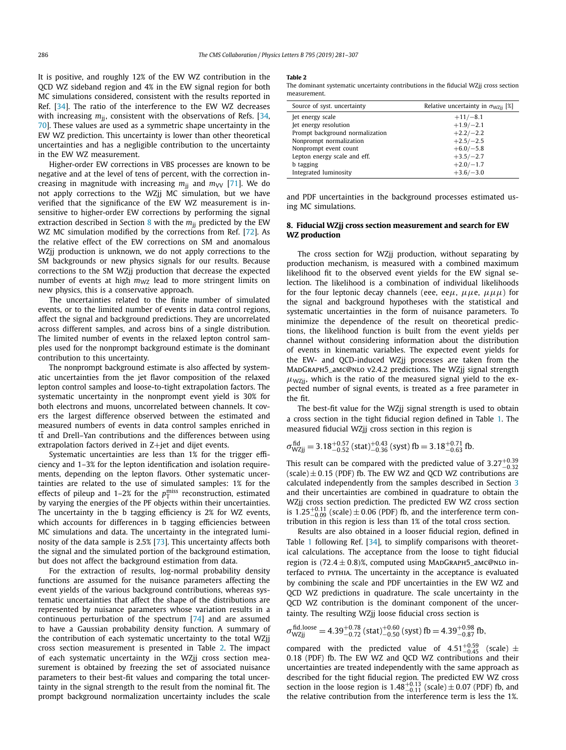It is positive, and roughly 12% of the EW WZ contribution in the QCD WZ sideband region and 4% in the EW signal region for both MC simulations considered, consistent with the results reported in Ref. [34]. The ratio of the interference to the EW WZ decreases with increasing $m_{jj}$, consistent with the observations of Refs. [34, 70]. These values are used as a symmetric shape uncertainty in the EW WZ prediction. This uncertainty is lower than other theoretical uncertainties and has a negligible contribution to the uncertainty in the EW WZ measurement.

Higher-order EW corrections in VBS processes are known to be negative and at the level of tens of percent, with the correction increasing in magnitude with increasing $m_{jj}$ and $m_{VV}$ [71]. We do not apply corrections to the WZjj MC simulation, but we have verified that the significance of the EW WZ measurement is insensitive to higher-order EW corrections by performing the signal extraction described in Section 8 with the $m_{jj}$ predicted by the EW WZ MC simulation modified by the corrections from Ref. [72]. As the relative effect of the EW corrections on SM and anomalous WZjj production is unknown, we do not apply corrections to the SM backgrounds or new physics signals for our results. Because corrections to the SM WZjj production that decrease the expected number of events at high $m_{WZ}$ lead to more stringent limits on new physics, this is a conservative approach.

The uncertainties related to the finite number of simulated events, or to the limited number of events in data control regions, affect the signal and background predictions. They are uncorrelated across different samples, and across bins of a single distribution. The limited number of events in the relaxed lepton control samples used for the nonprompt background estimate is the dominant contribution to this uncertainty.

The nonprompt background estimate is also affected by systematic uncertainties from the jet flavor composition of the relaxed lepton control samples and loose-to-tight extrapolation factors. The systematic uncertainty in the nonprompt event yield is 30% for both electrons and muons, uncorrelated between channels. It covers the largest difference observed between the estimated and measured numbers of events in data control samples enriched in $t\bar{t}$ and Drell–Yan contributions and the differences between using extrapolation factors derived in Z+jet and dijet events.

Systematic uncertainties are less than 1% for the trigger efficiency and 1–3% for the lepton identification and isolation requirements, depending on the lepton flavors. Other systematic uncertainties are related to the use of simulated samples: 1% for the effects of pileup and 1–2% for the $p_T^{miss}$ reconstruction, estimated by varying the energies of the PF objects within their uncertainties. The uncertainty in the b tagging efficiency is 2% for WZ events, which accounts for differences in b tagging efficiencies between MC simulations and data. The uncertainty in the integrated luminosity of the data sample is 2.5% [73]. This uncertainty affects both the signal and the simulated portion of the background estimation, but does not affect the background estimation from data.

For the extraction of results, log-normal probability density functions are assumed for the nuisance parameters affecting the event yields of the various background contributions, whereas systematic uncertainties that affect the shape of the distributions are represented by nuisance parameters whose variation results in a continuous perturbation of the spectrum [74] and are assumed to have a Gaussian probability density function. A summary of the contribution of each systematic uncertainty to the total WZjj cross section measurement is presented in Table 2. The impact of each systematic uncertainty in the WZjj cross section measurement is obtained by freezing the set of associated nuisance parameters to their best-fit values and comparing the total uncertainty in the signal strength to the result from the nominal fit. The prompt background normalization uncertainty includes the scale and PDF uncertainties in the background processes estimated using MC simulations.

**Table 2**
The dominant systematic uncertainty contributions in the fiducial WZjj cross section measurement.

| Source of syst. uncertainty | Relative uncertainty in $\sigma_{WZjj}$ [%] |
|---|---|
| Jet energy scale | $+11/-8.1$ |
| Jet energy resolution | $+1.9/-2.1$ |
| Prompt background normalization | $+2.2/-2.2$ |
| Nonprompt normalization | $+2.5/-2.5$ |
| Nonprompt event count | $+6.0/-5.8$ |
| Lepton energy scale and eff. | $+3.5/-2.7$ |
| b tagging | $+2.0/-1.7$ |
| Integrated luminosity | $+3.6/-3.0$ |

## 8. Fiducial WZjj cross section measurement and search for EW WZ production

The cross section for WZjj production, without separating by production mechanism, is measured with a combined maximum likelihood fit to the observed event yields for the EW signal selection. The likelihood is a combination of individual likelihoods for the four leptonic decay channels (eee, ee$\mu$, $\mu\mu$e, $\mu\mu\mu$) for the signal and background hypotheses with the statistical and systematic uncertainties in the form of nuisance parameters. To minimize the dependence of the result on theoretical predictions, the likelihood function is built from the event yields per channel without considering information about the distribution of events in kinematic variables. The expected event yields for the EW- and QCD-induced WZjj processes are taken from the MadGraph5_amc@nlo v2.4.2 predictions. The WZjj signal strength $\mu_{WZjj}$, which is the ratio of the measured signal yield to the expected number of signal events, is treated as a free parameter in the fit.

The best-fit value for the WZjj signal strength is used to obtain a cross section in the tight fiducial region defined in Table 1. The measured fiducial WZjj cross section in this region is

$$\sigma^{fid}_{WZjj} = 3.18^{+0.57}_{-0.52}\,(stat)^{+0.43}_{-0.36}\,(syst)\,fb = 3.18^{+0.71}_{-0.63}\,fb.$$

This result can be compared with the predicted value of $3.27^{+0.39}_{-0.32}$ (scale) $\pm\,0.15$ (PDF) fb. The EW WZ and QCD WZ contributions are calculated independently from the samples described in Section 3 and their uncertainties are combined in quadrature to obtain the WZjj cross section prediction. The predicted EW WZ cross section is $1.25^{+0.11}_{-0.09}$ (scale) $\pm\,0.06$ (PDF) fb, and the interference term contribution in this region is less than 1% of the total cross section.

Results are also obtained in a looser fiducial region, defined in Table 1 following Ref. [34], to simplify comparisons with theoretical calculations. The acceptance from the loose to tight fiducial region is $(72.4 \pm 0.8)$%, computed using MadGraph5_amc@nlo interfaced to pythia. The uncertainty in the acceptance is evaluated by combining the scale and PDF uncertainties in the EW WZ and QCD WZ predictions in quadrature. The scale uncertainty in the QCD WZ contribution is the dominant component of the uncertainty. The resulting WZjj loose fiducial cross section is

$$\sigma^{fid.loose}_{WZjj} = 4.39^{+0.78}_{-0.72}\,(stat)^{+0.60}_{-0.50}\,(syst)\,fb = 4.39^{+0.98}_{-0.87}\,fb,$$

compared with the predicted value of $4.51^{+0.59}_{-0.45}$ (scale) $\pm$ 0.18 (PDF) fb. The EW WZ and QCD WZ contributions and their uncertainties are treated independently with the same approach as described for the tight fiducial region. The predicted EW WZ cross section in the loose region is $1.48^{+0.13}_{-0.11}$ (scale) $\pm\,0.07$ (PDF) fb, and the relative contribution from the interference term is less the 1%.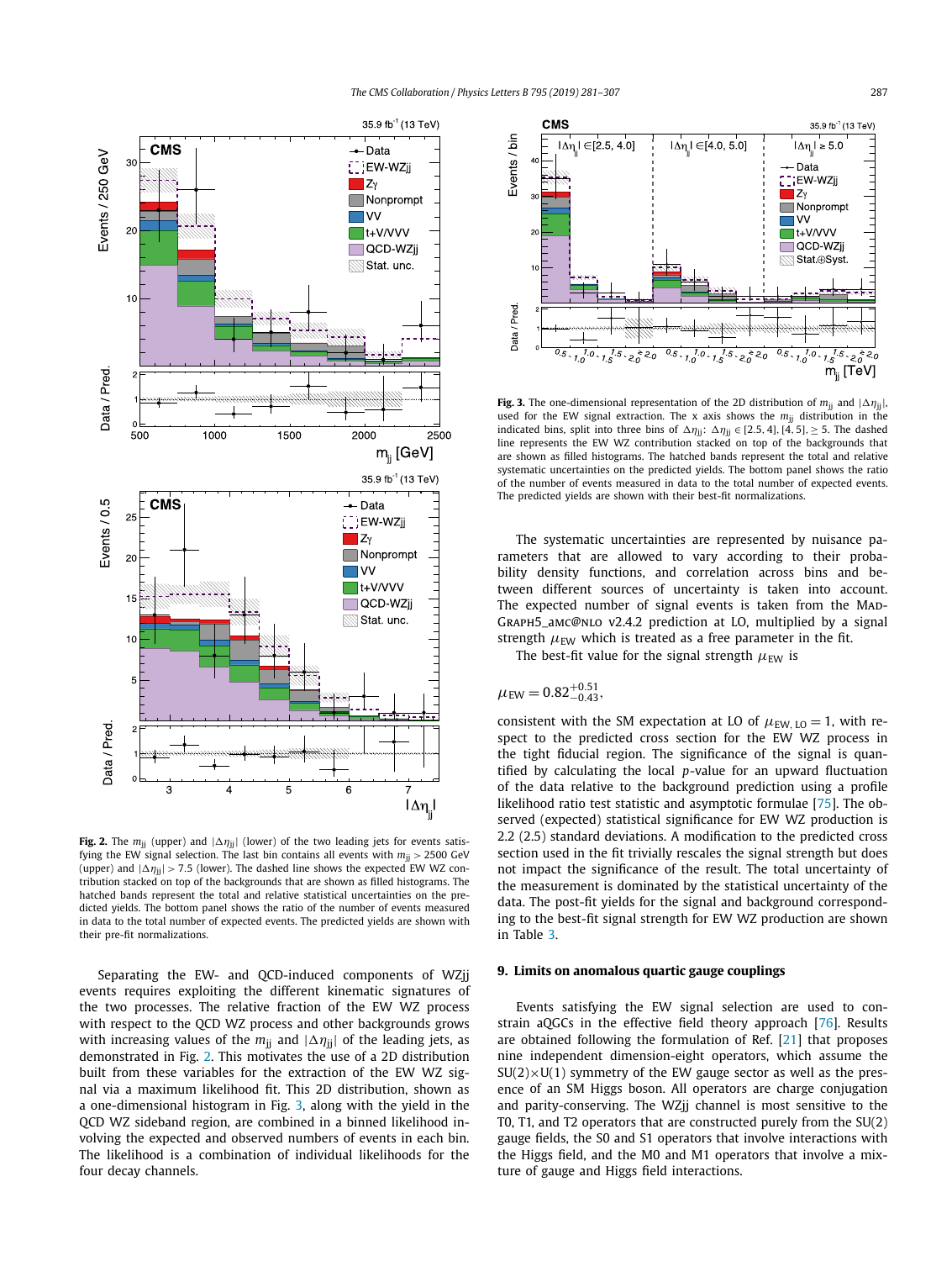**Fig. 2.** The $m_{jj}$ (upper) and $|\Delta\eta_{jj}|$ (lower) of the two leading jets for events satisfying the EW signal selection. The last bin contains all events with $m_{jj} > 2500$ GeV (upper) and $|\Delta\eta_{jj}| > 7.5$ (lower). The dashed line shows the expected EW WZ contribution stacked on top of the backgrounds that are shown as filled histograms. The hatched bands represent the total and relative statistical uncertainties on the predicted yields. The bottom panel shows the ratio of the number of events measured in data to the total number of expected events. The predicted yields are shown with their pre-fit normalizations.

Separating the EW- and QCD-induced components of WZjj events requires exploiting the different kinematic signatures of the two processes. The relative fraction of the EW WZ process with respect to the QCD WZ process and other backgrounds grows with increasing values of the $m_{jj}$ and $|\Delta\eta_{jj}|$ of the leading jets, as demonstrated in Fig. 2. This motivates the use of a 2D distribution built from these variables for the extraction of the EW WZ signal via a maximum likelihood fit. This 2D distribution, shown as a one-dimensional histogram in Fig. 3, along with the yield in the QCD WZ sideband region, are combined in a binned likelihood involving the expected and observed numbers of events in each bin. The likelihood is a combination of individual likelihoods for the four decay channels.

**Fig. 3.** The one-dimensional representation of the 2D distribution of $m_{jj}$ and $|\Delta\eta_{jj}|$, used for the EW signal extraction. The x axis shows the $m_{jj}$ distribution in the indicated bins, split into three bins of $\Delta\eta_{jj}$: $\Delta\eta_{jj} \in [2.5, 4]$, $[4, 5]$, $\geq 5$. The dashed line represents the EW WZ contribution stacked on top of the backgrounds that are shown as filled histograms. The hatched bands represent the total and relative systematic uncertainties on the predicted yields. The bottom panel shows the ratio of the number of events measured in data to the total number of expected events. The predicted yields are shown with their best-fit normalizations.

The systematic uncertainties are represented by nuisance parameters that are allowed to vary according to their probability density functions, and correlation across bins and between different sources of uncertainty is taken into account. The expected number of signal events is taken from the MadGraph5_amc@nlo v2.4.2 prediction at LO, multiplied by a signal strength $\mu_{EW}$ which is treated as a free parameter in the fit.

The best-fit value for the signal strength $\mu_{EW}$ is

$$\mu_{EW} = 0.82^{+0.51}_{-0.43},$$

consistent with the SM expectation at LO of $\mu_{EW,\,LO} = 1$, with respect to the predicted cross section for the EW WZ process in the tight fiducial region. The significance of the signal is quantified by calculating the local $p$-value for an upward fluctuation of the data relative to the background prediction using a profile likelihood ratio test statistic and asymptotic formulae [75]. The observed (expected) statistical significance for EW WZ production is 2.2 (2.5) standard deviations. A modification to the predicted cross section used in the fit trivially rescales the signal strength but does not impact the significance of the result. The total uncertainty of the measurement is dominated by the statistical uncertainty of the data. The post-fit yields for the signal and background corresponding to the best-fit signal strength for EW WZ production are shown in Table 3.

## 9. Limits on anomalous quartic gauge couplings

Events satisfying the EW signal selection are used to constrain aQGCs in the effective field theory approach [76]. Results are obtained following the formulation of Ref. [21] that proposes nine independent dimension-eight operators, which assume the SU(2)×U(1) symmetry of the EW gauge sector as well as the presence of an SM Higgs boson. All operators are charge conjugation and parity-conserving. The WZjj channel is most sensitive to the T0, T1, and T2 operators that are constructed purely from the SU(2) gauge fields, the S0 and S1 operators that involve interactions with the Higgs field, and the M0 and M1 operators that involve a mixture of gauge and Higgs field interactions.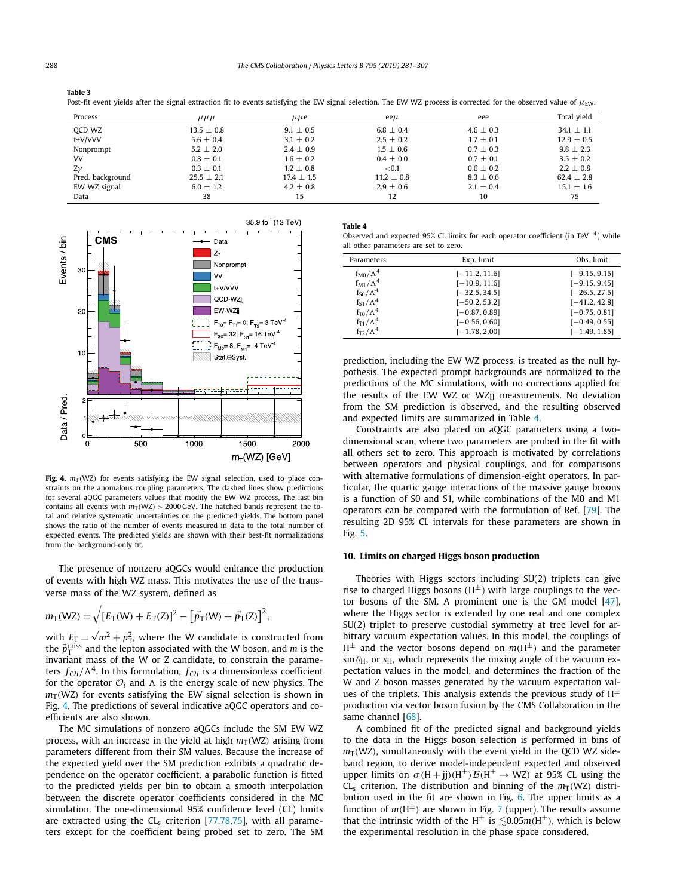**Table 3**
Post-fit event yields after the signal extraction fit to events satisfying the EW signal selection. The EW WZ process is corrected for the observed value of $\mu_{EW}$.

| Process | $\mu\mu\mu$ | $\mu\mu e$ | $ee\mu$ | eee | Total yield |
|---|---|---|---|---|---|
| QCD WZ | 13.5 ± 0.8 | 9.1 ± 0.5 | 6.8 ± 0.4 | 4.6 ± 0.3 | 34.1 ± 1.1 |
| t+V/VVV | 5.6 ± 0.4 | 3.1 ± 0.2 | 2.5 ± 0.2 | 1.7 ± 0.1 | 12.9 ± 0.5 |
| Nonprompt | 5.2 ± 2.0 | 2.4 ± 0.9 | 1.5 ± 0.6 | 0.7 ± 0.3 | 9.8 ± 2.3 |
| VV | 0.8 ± 0.1 | 1.6 ± 0.2 | 0.4 ± 0.0 | 0.7 ± 0.1 | 3.5 ± 0.2 |
| $Z\gamma$ | 0.3 ± 0.1 | 1.2 ± 0.8 | <0.1 | 0.6 ± 0.2 | 2.2 ± 0.8 |
| Pred. background | 25.5 ± 2.1 | 17.4 ± 1.5 | 11.2 ± 0.8 | 8.3 ± 0.6 | 62.4 ± 2.8 |
| EW WZ signal | 6.0 ± 1.2 | 4.2 ± 0.8 | 2.9 ± 0.6 | 2.1 ± 0.4 | 15.1 ± 1.6 |
| Data | 38 | 15 | 12 | 10 | 75 |

**Fig. 4.** $m_T(WZ)$ for events satisfying the EW signal selection, used to place constraints on the anomalous coupling parameters. The dashed lines show predictions for several aQGC parameters values that modify the EW WZ process. The last bin contains all events with $m_T(WZ) > 2000$ GeV. The hatched bands represent the total and relative systematic uncertainties on the predicted yields. The bottom panel shows the ratio of the number of events measured in data to the total number of expected events. The predicted yields are shown with their best-fit normalizations from the background-only fit.

The presence of nonzero aQGCs would enhance the production of events with high WZ mass. This motivates the use of the transverse mass of the WZ system, defined as

$$m_T(WZ) = \sqrt{[E_T(W) + E_T(Z)]^2 - [\vec{p}_T(W) + \vec{p}_T(Z)]^2},$$

with $E_T = \sqrt{m^2 + p_T^2}$, where the W candidate is constructed from the $\vec{p}_T^{\text{miss}}$ and the lepton associated with the W boson, and $m$ is the invariant mass of the W or Z candidate, to constrain the parameters $f_{\mathcal{O}i}/\Lambda^4$. In this formulation, $f_{\mathcal{O}i}$ is a dimensionless coefficient for the operator $\mathcal{O}_i$ and $\Lambda$ is the energy scale of new physics. The $m_T(WZ)$ for events satisfying the EW signal selection is shown in Fig. 4. The predictions of several indicative aQGC operators and coefficients are also shown.

The MC simulations of nonzero aQGCs include the SM EW WZ process, with an increase in the yield at high $m_T(WZ)$ arising from parameters different from their SM values. Because the increase of the expected yield over the SM prediction exhibits a quadratic dependence on the operator coefficient, a parabolic function is fitted to the predicted yields per bin to obtain a smooth interpolation between the discrete operator coefficients considered in the MC simulation. The one-dimensional 95% confidence level (CL) limits are extracted using the $\text{CL}_s$ criterion [77,78,75], with all parameters except for the coefficient being probed set to zero. The SM prediction, including the EW WZ process, is treated as the null hypothesis. The expected prompt backgrounds are normalized to the predictions of the MC simulations, with no corrections applied for the results of the EW WZ or WZjj measurements. No deviation from the SM prediction is observed, and the resulting observed and expected limits are summarized in Table 4.

**Table 4**
Observed and expected 95% CL limits for each operator coefficient (in $\text{TeV}^{-4}$) while all other parameters are set to zero.

| Parameters | Exp. limit | Obs. limit |
|---|---|---|
| $f_{M0}/\Lambda^4$ | [−11.2, 11.6] | [−9.15, 9.15] |
| $f_{M1}/\Lambda^4$ | [−10.9, 11.6] | [−9.15, 9.45] |
| $f_{S0}/\Lambda^4$ | [−32.5, 34.5] | [−26.5, 27.5] |
| $f_{S1}/\Lambda^4$ | [−50.2, 53.2] | [−41.2, 42.8] |
| $f_{T0}/\Lambda^4$ | [−0.87, 0.89] | [−0.75, 0.81] |
| $f_{T1}/\Lambda^4$ | [−0.56, 0.60] | [−0.49, 0.55] |
| $f_{T2}/\Lambda^4$ | [−1.78, 2.00] | [−1.49, 1.85] |

Constraints are also placed on aQGC parameters using a two-dimensional scan, where two parameters are probed in the fit with all others set to zero. This approach is motivated by correlations between operators and physical couplings, and for comparisons with alternative formulations of dimension-eight operators. In particular, the quartic gauge interactions of the massive gauge bosons is a function of S0 and S1, while combinations of the M0 and M1 operators can be compared with the formulation of Ref. [79]. The resulting 2D 95% CL intervals for these parameters are shown in Fig. 5.

## 10. Limits on charged Higgs boson production

Theories with Higgs sectors including SU(2) triplets can give rise to charged Higgs bosons ($H^{\pm}$) with large couplings to the vector bosons of the SM. A prominent one is the GM model [47], where the Higgs sector is extended by one real and one complex SU(2) triplet to preserve custodial symmetry at tree level for arbitrary vacuum expectation values. In this model, the couplings of $H^{\pm}$ and the vector bosons depend on $m(H^{\pm})$ and the parameter $\sin\theta_H$, or $s_H$, which represents the mixing angle of the vacuum expectation values in the model, and determines the fraction of the W and Z boson masses generated by the vacuum expectation values of the triplets. This analysis extends the previous study of $H^{\pm}$ production via vector boson fusion by the CMS Collaboration in the same channel [68].

A combined fit of the predicted signal and background yields to the data in the Higgs boson selection is performed in bins of the vector-boson mass, $m_T(WZ)$, simultaneously with the event yield in the QCD WZ sideband region, to derive model-independent expected and observed upper limits on $\sigma(H+jj)(H^{\pm})\mathcal{B}(H^{\pm} \to WZ)$ at 95% CL using the $\text{CL}_s$ criterion. The distribution and binning of the $m_T(WZ)$ distribution used in the fit are shown in Fig. 6. The upper limits as a function of $m(H^{\pm})$ are shown in Fig. 7 (upper). The results assume that the intrinsic width of the $H^{\pm}$ is $\lesssim 0.05m(H^{\pm})$, which is below the experimental resolution in the phase space considered.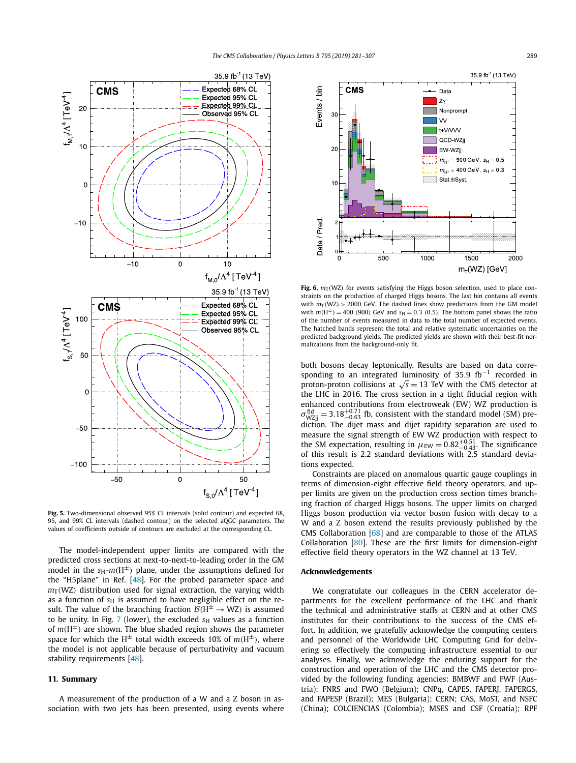**Fig. 5.** Two-dimensional observed 95% CL intervals (solid contour) and expected 68, 95, and 99% CL intervals (dashed contour) on the selected aQGC parameters. The values of coefficients outside of contours are excluded at the corresponding CL.

The model-independent upper limits are compared with the predicted cross sections at next-to-next-to-leading order in the GM model in the $s_H$-$m(H^{\pm})$ plane, under the assumptions defined for the "H5plane" in Ref. [48]. For the probed parameter space and $m_T(WZ)$ distribution used for signal extraction, the varying width as a function of $s_H$ is assumed to have negligible effect on the result. The value of the branching fraction $\mathcal{B}(H^{\pm} \to WZ)$ is assumed to be unity. In Fig. 7 (lower), the excluded $s_H$ values as a function of $m(H^{\pm})$ are shown. The blue shaded region shows the parameter space for which the $H^{\pm}$ total width exceeds 10% of $m(H^{\pm})$, where the model is not applicable because of perturbativity and vacuum stability requirements [48].

## 11. Summary

A measurement of the production of a W and a Z boson in association with two jets has been presented, using events where both bosons decay leptonically. Results are based on data corresponding to an integrated luminosity of 35.9 fb$^{-1}$ recorded in proton-proton collisions at $\sqrt{s} = 13$ TeV with the CMS detector at the LHC in 2016. The cross section in a tight fiducial region with enhanced contributions from electroweak (EW) WZ production is $\sigma^{\text{fid}}_{\text{WZjj}} = 3.18^{+0.71}_{-0.63}$ fb, consistent with the standard model (SM) prediction. The dijet mass and dijet rapidity separation are used to measure the signal strength of EW WZ production with respect to the SM expectation, resulting in $\mu_{\text{EW}} = 0.82^{+0.51}_{-0.43}$. The significance of this result is 2.2 standard deviations with 2.5 standard deviations expected.

Constraints are placed on anomalous quartic gauge couplings in terms of dimension-eight effective field theory operators, and upper limits are given on the production cross section times branching fraction of charged Higgs bosons. The upper limits on charged Higgs boson production via vector boson fusion with decay to a W and a Z boson extend the results previously published by the CMS Collaboration [68] and are comparable to those of the ATLAS Collaboration [80]. These are the first limits for dimension-eight effective field theory operators in the WZ channel at 13 TeV.

**Fig. 6.** $m_T(WZ)$ for events satisfying the Higgs boson selection, used to place constraints on the production of charged Higgs bosons. The last bin contains all events with $m_T(WZ) > 2000$ GeV. The dashed lines show predictions from the GM model with $m(H^{\pm}) = 400$ (900) GeV and $s_H = 0.3$ (0.5). The bottom panel shows the ratio of the number of events measured in data to the total number of expected events. The hatched bands represent the total and relative systematic uncertainties on the predicted background yields. The predicted yields are shown with their best-fit normalizations from the background-only fit.

## Acknowledgements

We congratulate our colleagues in the CERN accelerator departments for the excellent performance of the LHC and thank the technical and administrative staffs at CERN and at other CMS institutes for their contributions to the success of the CMS effort. In addition, we gratefully acknowledge the computing centers and personnel of the Worldwide LHC Computing Grid for delivering so effectively the computing infrastructure essential to our analyses. Finally, we acknowledge the enduring support for the construction and operation of the LHC and the CMS detector provided by the following funding agencies: BMBWF and FWF (Austria); FNRS and FWO (Belgium); CNPq, CAPES, FAPERJ, FAPERGS, and FAPESP (Brazil); MES (Bulgaria); CERN; CAS, MoST, and NSFC (China); COLCIENCIAS (Colombia); MSES and CSF (Croatia); RPF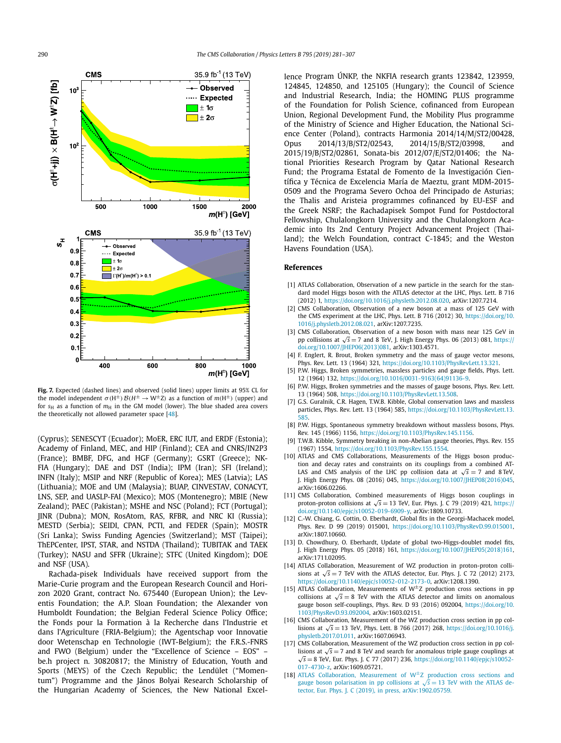**Fig. 7.** Expected (dashed lines) and observed (solid lines) upper limits at 95% CL for the model independent $\sigma(\mathrm{H}^{\pm})\,\mathcal{B}(\mathrm{H}^{\pm} \to \mathrm{W}^{\pm}\mathrm{Z})$ as a function of $m(\mathrm{H}^{\pm})$ (upper) and for $s_{\mathrm{H}}$ as a function of $m_{\mathrm{H}}$ in the GM model (lower). The blue shaded area covers the theoretically not allowed parameter space [48].

(Cyprus); SENESCYT (Ecuador); MoER, ERC IUT, and ERDF (Estonia); Academy of Finland, MEC, and HIP (Finland); CEA and CNRS/IN2P3 (France); BMBF, DFG, and HGF (Germany); GSRT (Greece); NKFIA (Hungary); DAE and DST (India); IPM (Iran); SFI (Ireland); INFN (Italy); MSIP and NRF (Republic of Korea); MES (Latvia); LAS (Lithuania); MOE and UM (Malaysia); BUAP, CINVESTAV, CONACYT, LNS, SEP, and UASLP-FAI (Mexico); MOS (Montenegro); MBIE (New Zealand); PAEC (Pakistan); MSHE and NSC (Poland); FCT (Portugal); JINR (Dubna); MON, RosAtom, RAS, RFBR, and NRC KI (Russia); MESTD (Serbia); SEIDI, CPAN, PCTI, and FEDER (Spain); MOSTR (Sri Lanka); Swiss Funding Agencies (Switzerland); MST (Taipei); ThEPCenter, IPST, STAR, and NSTDA (Thailand); TUBITAK and TAEK (Turkey); NASU and SFFR (Ukraine); STFC (United Kingdom); DOE and NSF (USA).

Rachada-pisek Individuals have received support from the Marie-Curie program and the European Research Council and Horizon 2020 Grant, contract No. 675440 (European Union); the Leventis Foundation; the A.P. Sloan Foundation; the Alexander von Humboldt Foundation; the Belgian Federal Science Policy Office; the Fonds pour la Formation à la Recherche dans l'Industrie et dans l'Agriculture (FRIA-Belgium); the Agentschap voor Innovatie door Wetenschap en Technologie (IWT-Belgium); the F.R.S.-FNRS and FWO (Belgium) under the "Excellence of Science – EOS" – be.h project n. 30820817; the Ministry of Education, Youth and Sports (MEYS) of the Czech Republic; the Lendület ("Momentum") Programme and the János Bolyai Research Scholarship of the Hungarian Academy of Sciences, the New National Excellence Program ÚNKP, the NKFIA research grants 123842, 123959, 124845, 124850, and 125105 (Hungary); the Council of Science and Industrial Research, India; the HOMING PLUS programme of the Foundation for Polish Science, cofinanced from European Union, Regional Development Fund, the Mobility Plus programme of the Ministry of Science and Higher Education, the National Science Center (Poland), contracts Harmonia 2014/14/M/ST2/00428, Opus 2014/13/B/ST2/02543, 2014/15/B/ST2/03998, and 2015/19/B/ST2/02861, Sonata-bis 2012/07/E/ST2/01406; the National Priorities Research Program by Qatar National Research Fund; the Programa Estatal de Fomento de la Investigación Científica y Técnica de Excelencia María de Maeztu, grant MDM-2015-0509 and the Programa Severo Ochoa del Principado de Asturias; the Thalis and Aristeia programmes cofinanced by EU-ESF and the Greek NSRF; the Rachadapisek Sompot Fund for Postdoctoral Fellowship, Chulalongkorn University and the Chulalongkorn Academic into Its 2nd Century Project Advancement Project (Thailand); the Welch Foundation, contract C-1845; and the Weston Havens Foundation (USA).

## References

[1] ATLAS Collaboration, Observation of a new particle in the search for the standard model Higgs boson with the ATLAS detector at the LHC, Phys. Lett. B 716 (2012) 1, https://doi.org/10.1016/j.physletb.2012.08.020, arXiv:1207.7214.

[2] CMS Collaboration, Observation of a new boson at a mass of 125 GeV with the CMS experiment at the LHC, Phys. Lett. B 716 (2012) 30, https://doi.org/10.1016/j.physletb.2012.08.021, arXiv:1207.7235.

[3] CMS Collaboration, Observation of a new boson with mass near 125 GeV in pp collisions at $\sqrt{s} = 7$ and 8 TeV, J. High Energy Phys. 06 (2013) 081, https://doi.org/10.1007/JHEP06(2013)081, arXiv:1303.4571.

[4] F. Englert, R. Brout, Broken symmetry and the mass of gauge vector mesons, Phys. Rev. Lett. 13 (1964) 321, https://doi.org/10.1103/PhysRevLett.13.321.

[5] P.W. Higgs, Broken symmetries, massless particles and gauge fields, Phys. Lett. 12 (1964) 132, https://doi.org/10.1016/0031-9163(64)91136-9.

[6] P.W. Higgs, Broken symmetries and the masses of gauge bosons, Phys. Rev. Lett. 13 (1964) 508, https://doi.org/10.1103/PhysRevLett.13.508.

[7] G.S. Guralnik, C.R. Hagen, T.W.B. Kibble, Global conservation laws and massless particles, Phys. Rev. Lett. 13 (1964) 585, https://doi.org/10.1103/PhysRevLett.13.585.

[8] P.W. Higgs, Spontaneous symmetry breakdown without massless bosons, Phys. Rev. 145 (1966) 1156, https://doi.org/10.1103/PhysRev.145.1156.

[9] T.W.B. Kibble, Symmetry breaking in non-Abelian gauge theories, Phys. Rev. 155 (1967) 1554, https://doi.org/10.1103/PhysRev.155.1554.

[10] ATLAS and CMS Collaborations, Measurements of the Higgs boson production and decay rates and constraints on its couplings from a combined ATLAS and CMS analysis of the LHC pp collision data at $\sqrt{s} = 7$ and 8 TeV, J. High Energy Phys. 08 (2016) 045, https://doi.org/10.1007/JHEP08(2016)045, arXiv:1606.02266.

[11] CMS Collaboration, Combined measurements of Higgs boson couplings in proton-proton collisions at $\sqrt{s} = 13$ TeV, Eur. Phys. J. C 79 (2019) 421, https://doi.org/10.1140/epjc/s10052-019-6909-y, arXiv:1809.10733.

[12] C.-W. Chiang, G. Cottin, O. Eberhardt, Global fits in the Georgi-Machacek model, Phys. Rev. D 99 (2019) 015001, https://doi.org/10.1103/PhysRevD.99.015001, arXiv:1807.10660.

[13] D. Chowdhury, O. Eberhardt, Update of global two-Higgs-doublet model fits, J. High Energy Phys. 05 (2018) 161, https://doi.org/10.1007/JHEP05(2018)161, arXiv:1711.02095.

[14] ATLAS Collaboration, Measurement of WZ production in proton-proton collisions at $\sqrt{s} = 7$ TeV with the ATLAS detector, Eur. Phys. J. C 72 (2012) 2173, https://doi.org/10.1140/epjc/s10052-012-2173-0, arXiv:1208.1390.

[15] ATLAS Collaboration, Measurements of $\mathrm{W}^{\pm}\mathrm{Z}$ production cross sections in pp collisions at $\sqrt{s} = 8$ TeV with the ATLAS detector and limits on anomalous gauge boson self-couplings, Phys. Rev. D 93 (2016) 092004, https://doi.org/10.1103/PhysRevD.93.092004, arXiv:1603.02151.

[16] CMS Collaboration, Measurement of the WZ production cross section in pp collisions at $\sqrt{s} = 13$ TeV, Phys. Lett. B 766 (2017) 268, https://doi.org/10.1016/j.physletb.2017.01.011, arXiv:1607.06943.

[17] CMS Collaboration, Measurement of the WZ production cross section in pp collisions at $\sqrt{s} = 7$ and 8 TeV and search for anomalous triple gauge couplings at $\sqrt{s} = 8$ TeV, Eur. Phys. J. C 77 (2017) 236, https://doi.org/10.1140/epjc/s10052-017-4730-z, arXiv:1609.05721.

[18] ATLAS Collaboration, Measurement of $\mathrm{W}^{\pm}\mathrm{Z}$ production cross sections and gauge boson polarisation in pp collisions at $\sqrt{s} = 13$ TeV with the ATLAS detector, Eur. Phys. J. C (2019), in press, arXiv:1902.05759.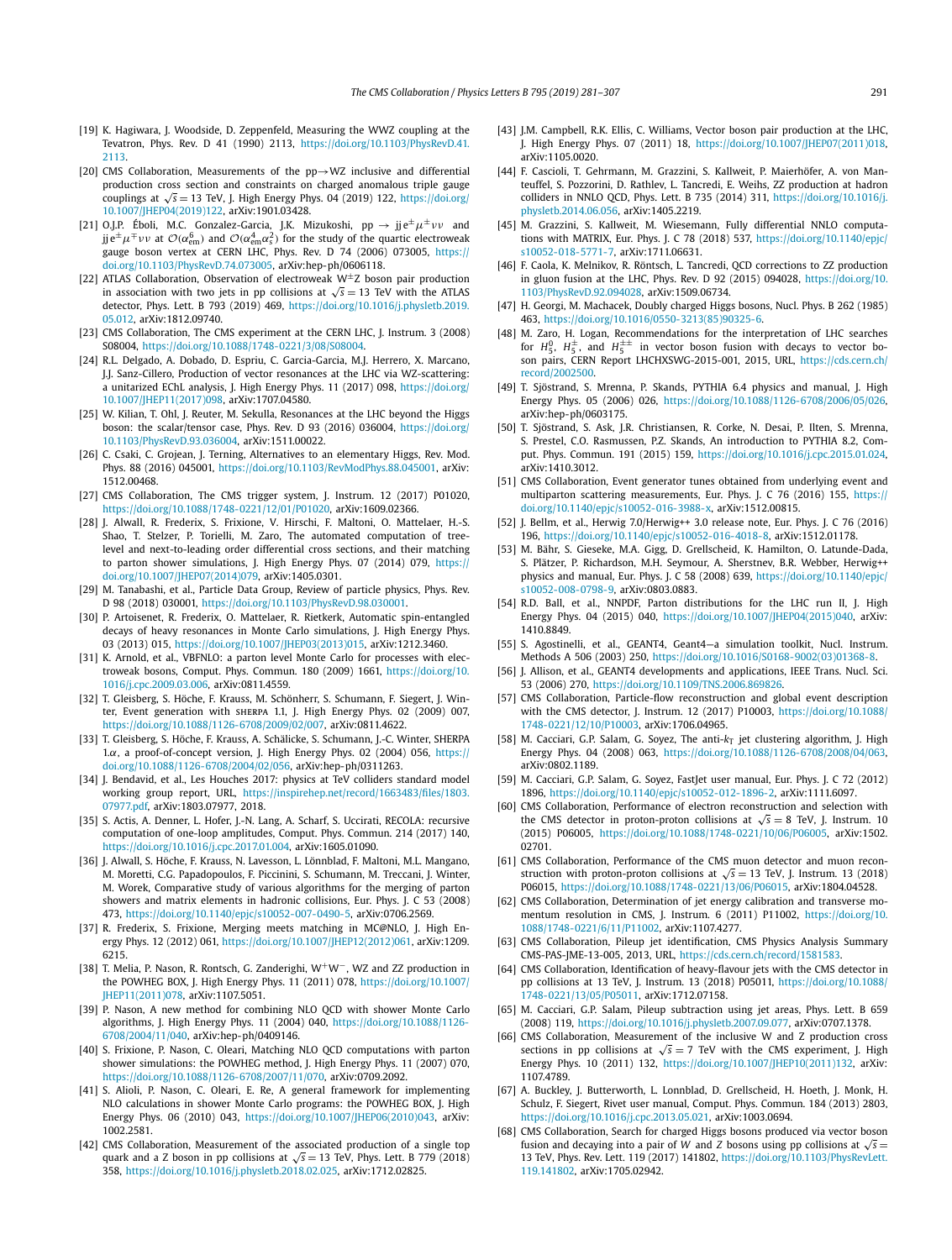[19] K. Hagiwara, J. Woodside, D. Zeppenfeld, Measuring the WWZ coupling at the Tevatron, Phys. Rev. D 41 (1990) 2113, https://doi.org/10.1103/PhysRevD.41.2113.

[20] CMS Collaboration, Measurements of the pp→WZ inclusive and differential production cross section and constraints on charged anomalous triple gauge couplings at $\sqrt{s} = 13$ TeV, J. High Energy Phys. 04 (2019) 122, https://doi.org/10.1007/JHEP04(2019)122, arXiv:1901.03428.

[21] O.J.P. Éboli, M.C. Gonzalez-Garcia, J.K. Mizukoshi, pp → jj $e^{\pm}\mu^{\pm}\nu\nu$ and jj $e^{\pm}\mu^{\mp}\nu\nu$ at $\mathcal{O}(\alpha_{em}^6)$ and $\mathcal{O}(\alpha_{em}^4\alpha_s^2)$ for the study of the quartic electroweak gauge boson vertex at CERN LHC, Phys. Rev. D 74 (2006) 073005, https://doi.org/10.1103/PhysRevD.74.073005, arXiv:hep-ph/0606118.

[22] ATLAS Collaboration, Observation of electroweak $W^{\pm}Z$ boson pair production in association with two jets in pp collisions at $\sqrt{s} = 13$ TeV with the ATLAS detector, Phys. Lett. B 793 (2019) 469, https://doi.org/10.1016/j.physletb.2019.05.012, arXiv:1812.09740.

[23] CMS Collaboration, The CMS experiment at the CERN LHC, J. Instrum. 3 (2008) S08004, https://doi.org/10.1088/1748-0221/3/08/S08004.

[24] R.L. Delgado, A. Dobado, D. Espriu, C. Garcia-Garcia, M.J. Herrero, X. Marcano, J.J. Sanz-Cillero, Production of vector resonances at the LHC via WZ-scattering: a unitarized EChL analysis, J. High Energy Phys. 11 (2017) 098, https://doi.org/10.1007/JHEP11(2017)098, arXiv:1707.04580.

[25] W. Kilian, T. Ohl, J. Reuter, M. Sekulla, Resonances at the LHC beyond the Higgs boson: the scalar/tensor case, Phys. Rev. D 93 (2016) 036004, https://doi.org/10.1103/PhysRevD.93.036004, arXiv:1511.00022.

[26] C. Csaki, C. Grojean, J. Terning, Alternatives to an elementary Higgs, Rev. Mod. Phys. 88 (2016) 045001, https://doi.org/10.1103/RevModPhys.88.045001, arXiv:1512.00468.

[27] CMS Collaboration, The CMS trigger system, J. Instrum. 12 (2017) P01020, https://doi.org/10.1088/1748-0221/12/01/P01020, arXiv:1609.02366.

[28] J. Alwall, R. Frederix, S. Frixione, V. Hirschi, F. Maltoni, O. Mattelaer, H.-S. Shao, T. Stelzer, P. Torielli, M. Zaro, The automated computation of tree-level and next-to-leading order differential cross sections, and their matching to parton shower simulations, J. High Energy Phys. 07 (2014) 079, https://doi.org/10.1007/JHEP07(2014)079, arXiv:1405.0301.

[29] M. Tanabashi, et al., Particle Data Group, Review of particle physics, Phys. Rev. D 98 (2018) 030001, https://doi.org/10.1103/PhysRevD.98.030001.

[30] P. Artoisenet, R. Frederix, O. Mattelaer, R. Rietkerk, Automatic spin-entangled decays of heavy resonances in Monte Carlo simulations, J. High Energy Phys. 03 (2013) 015, https://doi.org/10.1007/JHEP03(2013)015, arXiv:1212.3460.

[31] K. Arnold, et al., VBFNLO: a parton level Monte Carlo for processes with electroweak bosons, Comput. Phys. Commun. 180 (2009) 1661, https://doi.org/10.1016/j.cpc.2009.03.006, arXiv:0811.4559.

[32] T. Gleisberg, S. Höche, F. Krauss, M. Schönherr, S. Schumann, F. Siegert, J. Winter, Event generation with SHERPA 1.1, J. High Energy Phys. 02 (2009) 007, https://doi.org/10.1088/1126-6708/2009/02/007, arXiv:0811.4622.

[33] T. Gleisberg, S. Höche, F. Krauss, A. Schälicke, S. Schumann, J.-C. Winter, SHERPA 1.$\alpha$, a proof-of-concept version, J. High Energy Phys. 02 (2004) 056, https://doi.org/10.1088/1126-6708/2004/02/056, arXiv:hep-ph/0311263.

[34] J. Bendavid, et al., Les Houches 2017: physics at TeV colliders standard model working group report, URL, https://inspirehep.net/record/1663483/files/1803.07977.pdf, arXiv:1803.07977, 2018.

[35] S. Actis, A. Denner, L. Hofer, J.-N. Lang, A. Scharf, S. Uccirati, RECOLA: recursive computation of one-loop amplitudes, Comput. Phys. Commun. 214 (2017) 140, https://doi.org/10.1016/j.cpc.2017.01.004, arXiv:1605.01090.

[36] J. Alwall, S. Höche, F. Krauss, N. Lavesson, L. Lönnblad, F. Maltoni, M.L. Mangano, M. Moretti, C.G. Papadopoulos, F. Piccinini, S. Schumann, M. Treccani, J. Winter, M. Worek, Comparative study of various algorithms for the merging of parton showers and matrix elements in hadronic collisions, Eur. Phys. J. C 53 (2008) 473, https://doi.org/10.1140/epjc/s10052-007-0490-5, arXiv:0706.2569.

[37] R. Frederix, S. Frixione, Merging meets matching in MC@NLO, J. High Energy Phys. 12 (2012) 061, https://doi.org/10.1007/JHEP12(2012)061, arXiv:1209.6215.

[38] T. Melia, P. Nason, R. Rontsch, G. Zanderighi, $W^+W^-$, WZ and ZZ production in the POWHEG BOX, J. High Energy Phys. 11 (2011) 078, https://doi.org/10.1007/JHEP11(2011)078, arXiv:1107.5051.

[39] P. Nason, A new method for combining NLO QCD with shower Monte Carlo algorithms, J. High Energy Phys. 11 (2004) 040, https://doi.org/10.1088/1126-6708/2004/11/040, arXiv:hep-ph/0409146.

[40] S. Frixione, P. Nason, C. Oleari, Matching NLO QCD computations with parton shower simulations: the POWHEG method, J. High Energy Phys. 11 (2007) 070, https://doi.org/10.1088/1126-6708/2007/11/070, arXiv:0709.2092.

[41] S. Alioli, P. Nason, C. Oleari, E. Re, A general framework for implementing NLO calculations in shower Monte Carlo programs: the POWHEG BOX, J. High Energy Phys. 06 (2010) 043, https://doi.org/10.1007/JHEP06(2010)043, arXiv:1002.2581.

[42] CMS Collaboration, Measurement of the associated production of a single top quark and a Z boson in pp collisions at $\sqrt{s} = 13$ TeV, Phys. Lett. B 779 (2018) 358, https://doi.org/10.1016/j.physletb.2018.02.025, arXiv:1712.02825.

[43] J.M. Campbell, R.K. Ellis, C. Williams, Vector boson pair production at the LHC, J. High Energy Phys. 07 (2011) 18, https://doi.org/10.1007/JHEP07(2011)018, arXiv:1105.0020.

[44] F. Cascioli, T. Gehrmann, M. Grazzini, S. Kallweit, P. Maierhöfer, A. von Manteuffel, S. Pozzorini, D. Rathlev, L. Tancredi, E. Weihs, ZZ production at hadron colliders in NNLO QCD, Phys. Lett. B 735 (2014) 311, https://doi.org/10.1016/j.physletb.2014.06.056, arXiv:1405.2219.

[45] M. Grazzini, S. Kallweit, M. Wiesemann, Fully differential NNLO computations with MATRIX, Eur. Phys. J. C 78 (2018) 537, https://doi.org/10.1140/epjc/s10052-018-5771-7, arXiv:1711.06631.

[46] F. Caola, K. Melnikov, R. Röntsch, L. Tancredi, QCD corrections to ZZ production in gluon fusion at the LHC, Phys. Rev. D 92 (2015) 094028, https://doi.org/10.1103/PhysRevD.92.094028, arXiv:1509.06734.

[47] H. Georgi, M. Machacek, Doubly charged Higgs bosons, Nucl. Phys. B 262 (1985) 463, https://doi.org/10.1016/0550-3213(85)90325-6.

[48] M. Zaro, H. Logan, Recommendations for the interpretation of LHC searches for $H_5^0$, $H_5^{\pm}$, and $H_5^{\pm\pm}$ in vector boson fusion with decays to vector boson pairs, CERN Report LHCHXSWG-2015-001, 2015, URL, https://cds.cern.ch/record/2002500.

[49] T. Sjöstrand, S. Mrenna, P. Skands, PYTHIA 6.4 physics and manual, J. High Energy Phys. 05 (2006) 026, https://doi.org/10.1088/1126-6708/2006/05/026, arXiv:hep-ph/0603175.

[50] T. Sjöstrand, S. Ask, J.R. Christiansen, R. Corke, N. Desai, P. Ilten, S. Mrenna, S. Prestel, C.O. Rasmussen, P.Z. Skands, An introduction to PYTHIA 8.2, Comput. Phys. Commun. 191 (2015) 159, https://doi.org/10.1016/j.cpc.2015.01.024, arXiv:1410.3012.

[51] CMS Collaboration, Event generator tunes obtained from underlying event and multiparton scattering measurements, Eur. Phys. J. C 76 (2016) 155, https://doi.org/10.1140/epjc/s10052-016-3988-x, arXiv:1512.00815.

[52] J. Bellm, et al., Herwig 7.0/Herwig++ 3.0 release note, Eur. Phys. J. C 76 (2016) 196, https://doi.org/10.1140/epjc/s10052-016-4018-8, arXiv:1512.01178.

[53] M. Bähr, S. Gieseke, M.A. Gigg, D. Grellscheid, K. Hamilton, O. Latunde-Dada, S. Plätzer, P. Richardson, M.H. Seymour, A. Sherstnev, B.R. Webber, Herwig++ physics and manual, Eur. Phys. J. C 58 (2008) 639, https://doi.org/10.1140/epjc/s10052-008-0798-9, arXiv:0803.0883.

[54] R.D. Ball, et al., NNPDF, Parton distributions for the LHC run II, J. High Energy Phys. 04 (2015) 040, https://doi.org/10.1007/JHEP04(2015)040, arXiv:1410.8849.

[55] S. Agostinelli, et al., GEANT4, Geant4—a simulation toolkit, Nucl. Instrum. Methods A 506 (2003) 250, https://doi.org/10.1016/S0168-9002(03)01368-8.

[56] J. Allison, et al., GEANT4 developments and applications, IEEE Trans. Nucl. Sci. 53 (2006) 270, https://doi.org/10.1109/TNS.2006.869826.

[57] CMS Collaboration, Particle-flow reconstruction and global event description with the CMS detector, J. Instrum. 12 (2017) P10003, https://doi.org/10.1088/1748-0221/12/10/P10003, arXiv:1706.04965.

[58] M. Cacciari, G.P. Salam, G. Soyez, The anti-$k_T$ jet clustering algorithm, J. High Energy Phys. 04 (2008) 063, https://doi.org/10.1088/1126-6708/2008/04/063, arXiv:0802.1189.

[59] M. Cacciari, G.P. Salam, G. Soyez, FastJet user manual, Eur. Phys. J. C 72 (2012) 1896, https://doi.org/10.1140/epjc/s10052-012-1896-2, arXiv:1111.6097.

[60] CMS Collaboration, Performance of electron reconstruction and selection with the CMS detector in proton-proton collisions at $\sqrt{s} = 8$ TeV, J. Instrum. 10 (2015) P06005, https://doi.org/10.1088/1748-0221/10/06/P06005, arXiv:1502.02701.

[61] CMS Collaboration, Performance of the CMS muon detector and muon reconstruction with proton-proton collisions at $\sqrt{s} = 13$ TeV, J. Instrum. 13 (2018) P06015, https://doi.org/10.1088/1748-0221/13/06/P06015, arXiv:1804.04528.

[62] CMS Collaboration, Determination of jet energy calibration and transverse momentum resolution in CMS, J. Instrum. 6 (2011) P11002, https://doi.org/10.1088/1748-0221/6/11/P11002, arXiv:1107.4277.

[63] CMS Collaboration, Pileup jet identification, CMS Physics Analysis Summary CMS-PAS-JME-13-005, 2013, URL, https://cds.cern.ch/record/1581583.

[64] CMS Collaboration, Identification of heavy-flavour jets with the CMS detector in pp collisions at 13 TeV, J. Instrum. 13 (2018) P05011, https://doi.org/10.1088/1748-0221/13/05/P05011, arXiv:1712.07158.

[65] M. Cacciari, G.P. Salam, Pileup subtraction using jet areas, Phys. Lett. B 659 (2008) 119, https://doi.org/10.1016/j.physletb.2007.09.077, arXiv:0707.1378.

[66] CMS Collaboration, Measurement of the inclusive W and Z production cross sections in pp collisions at $\sqrt{s} = 7$ TeV with the CMS experiment, J. High Energy Phys. 10 (2011) 132, https://doi.org/10.1007/JHEP10(2011)132, arXiv:1107.4789.

[67] A. Buckley, J. Butterworth, L. Lonnblad, D. Grellscheid, H. Hoeth, J. Monk, H. Schulz, F. Siegert, Rivet user manual, Comput. Phys. Commun. 184 (2013) 2803, https://doi.org/10.1016/j.cpc.2013.05.021, arXiv:1003.0694.

[68] CMS Collaboration, Search for charged Higgs bosons produced via vector boson fusion and decaying into a pair of $W$ and $Z$ bosons using pp collisions at $\sqrt{s} =$ 13 TeV, Phys. Rev. Lett. 119 (2017) 141802, https://doi.org/10.1103/PhysRevLett.119.141802, arXiv:1705.02942.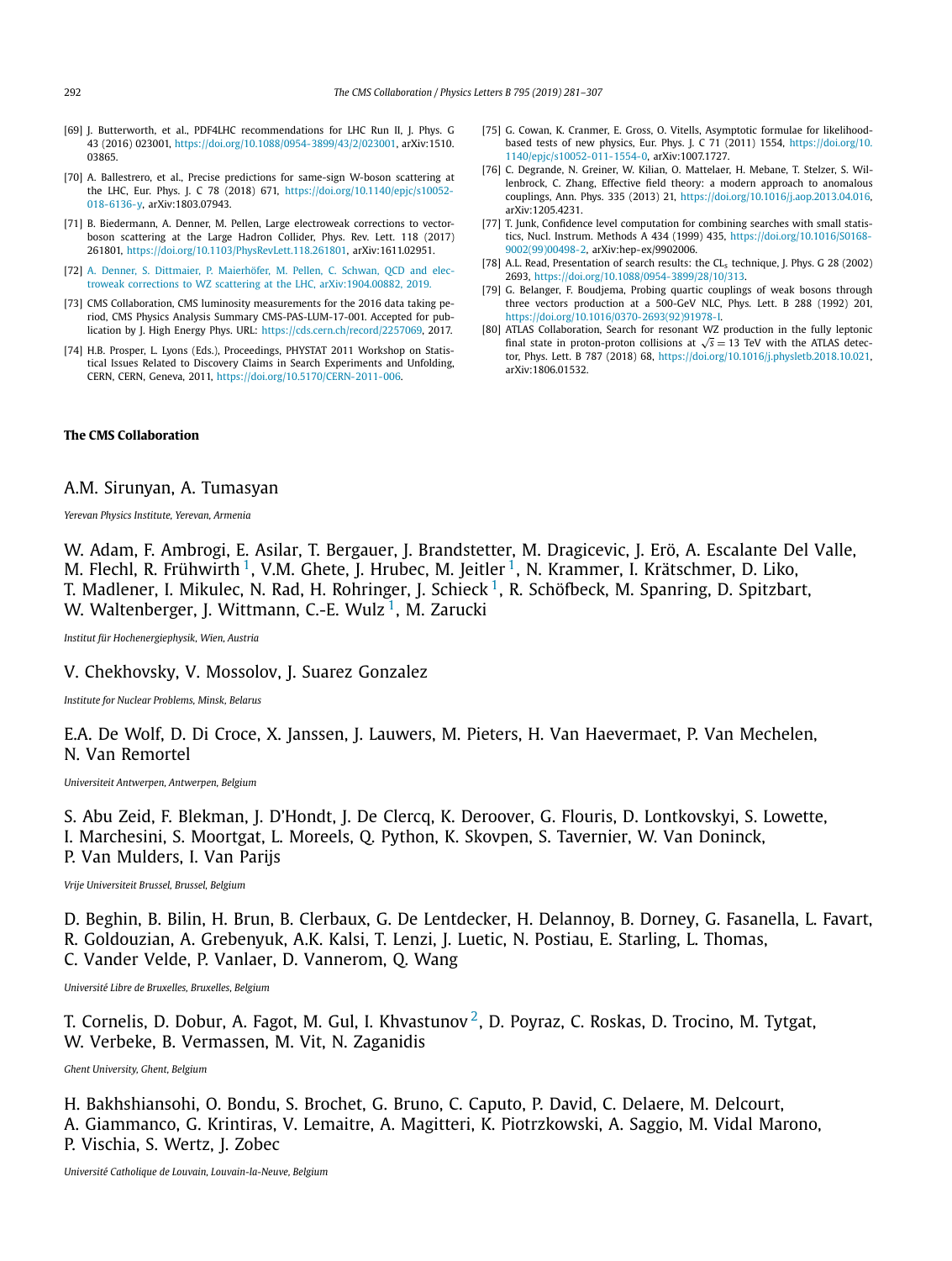[69] J. Butterworth, et al., PDF4LHC recommendations for LHC Run II, J. Phys. G 43 (2016) 023001, https://doi.org/10.1088/0954-3899/43/2/023001, arXiv:1510.03865.

[70] A. Ballestrero, et al., Precise predictions for same-sign W-boson scattering at the LHC, Eur. Phys. J. C 78 (2018) 671, https://doi.org/10.1140/epjc/s10052-018-6136-y, arXiv:1803.07943.

[71] B. Biedermann, A. Denner, M. Pellen, Large electroweak corrections to vector-boson scattering at the Large Hadron Collider, Phys. Rev. Lett. 118 (2017) 261801, https://doi.org/10.1103/PhysRevLett.118.261801, arXiv:1611.02951.

[72] A. Denner, S. Dittmaier, P. Maierhöfer, M. Pellen, C. Schwan, QCD and electroweak corrections to WZ scattering at the LHC, arXiv:1904.00882, 2019.

[73] CMS Collaboration, CMS luminosity measurements for the 2016 data taking period, CMS Physics Analysis Summary CMS-PAS-LUM-17-001. Accepted for publication by J. High Energy Phys. URL: https://cds.cern.ch/record/2257069, 2017.

[74] H.B. Prosper, L. Lyons (Eds.), Proceedings, PHYSTAT 2011 Workshop on Statistical Issues Related to Discovery Claims in Search Experiments and Unfolding, CERN, CERN, Geneva, 2011, https://doi.org/10.5170/CERN-2011-006.

[75] G. Cowan, K. Cranmer, E. Gross, O. Vitells, Asymptotic formulae for likelihood-based tests of new physics, Eur. Phys. J. C 71 (2011) 1554, https://doi.org/10.1140/epjc/s10052-011-1554-0, arXiv:1007.1727.

[76] C. Degrande, N. Greiner, W. Kilian, O. Mattelaer, H. Mebane, T. Stelzer, S. Willenbrock, C. Zhang, Effective field theory: a modern approach to anomalous couplings, Ann. Phys. 335 (2013) 21, https://doi.org/10.1016/j.aop.2013.04.016, arXiv:1205.4231.

[77] T. Junk, Confidence level computation for combining searches with small statistics, Nucl. Instrum. Methods A 434 (1999) 435, https://doi.org/10.1016/S0168-9002(99)00498-2, arXiv:hep-ex/9902006.

[78] A.L. Read, Presentation of search results: the $CL_s$ technique, J. Phys. G 28 (2002) 2693, https://doi.org/10.1088/0954-3899/28/10/313.

[79] G. Belanger, F. Boudjema, Probing quartic couplings of weak bosons through three vectors production at a 500-GeV NLC, Phys. Lett. B 288 (1992) 201, https://doi.org/10.1016/0370-2693(92)91978-I.

[80] ATLAS Collaboration, Search for resonant WZ production in the fully leptonic final state in proton-proton collisions at $\sqrt{s} = 13$ TeV with the ATLAS detector, Phys. Lett. B 787 (2018) 68, https://doi.org/10.1016/j.physletb.2018.10.021, arXiv:1806.01532.

## The CMS Collaboration

A.M. Sirunyan, A. Tumasyan

*Yerevan Physics Institute, Yerevan, Armenia*

W. Adam, F. Ambrogi, E. Asilar, T. Bergauer, J. Brandstetter, M. Dragicevic, J. Erö, A. Escalante Del Valle, M. Flechl, R. Frühwirth [1], V.M. Ghete, J. Hrubec, M. Jeitler [1], N. Krammer, I. Krätschmer, D. Liko, T. Madlener, I. Mikulec, N. Rad, H. Rohringer, J. Schieck [1], R. Schöfbeck, M. Spanring, D. Spitzbart, W. Waltenberger, J. Wittmann, C.-E. Wulz [1], M. Zarucki

*Institut für Hochenergiephysik, Wien, Austria*

V. Chekhovsky, V. Mossolov, J. Suarez Gonzalez

*Institute for Nuclear Problems, Minsk, Belarus*

E.A. De Wolf, D. Di Croce, X. Janssen, J. Lauwers, M. Pieters, H. Van Haevermaet, P. Van Mechelen, N. Van Remortel

*Universiteit Antwerpen, Antwerpen, Belgium*

S. Abu Zeid, F. Blekman, J. D'Hondt, J. De Clercq, K. Deroover, G. Flouris, D. Lontkovskyi, S. Lowette, I. Marchesini, S. Moortgat, L. Moreels, Q. Python, K. Skovpen, S. Tavernier, W. Van Doninck, P. Van Mulders, I. Van Parijs

*Vrije Universiteit Brussel, Brussel, Belgium*

D. Beghin, B. Bilin, H. Brun, B. Clerbaux, G. De Lentdecker, H. Delannoy, B. Dorney, G. Fasanella, L. Favart, R. Goldouzian, A. Grebenyuk, A.K. Kalsi, T. Lenzi, J. Luetic, N. Postiau, E. Starling, L. Thomas, C. Vander Velde, P. Vanlaer, D. Vannerom, Q. Wang

*Université Libre de Bruxelles, Bruxelles, Belgium*

T. Cornelis, D. Dobur, A. Fagot, M. Gul, I. Khvastunov [2], D. Poyraz, C. Roskas, D. Trocino, M. Tytgat, W. Verbeke, B. Vermassen, M. Vit, N. Zaganidis

*Ghent University, Ghent, Belgium*

H. Bakhshiansohi, O. Bondu, S. Brochet, G. Bruno, C. Caputo, P. David, C. Delaere, M. Delcourt, A. Giammanco, G. Krintiras, V. Lemaitre, A. Magitteri, K. Piotrzkowski, A. Saggio, M. Vidal Marono, P. Vischia, S. Wertz, J. Zobec

*Université Catholique de Louvain, Louvain-la-Neuve, Belgium*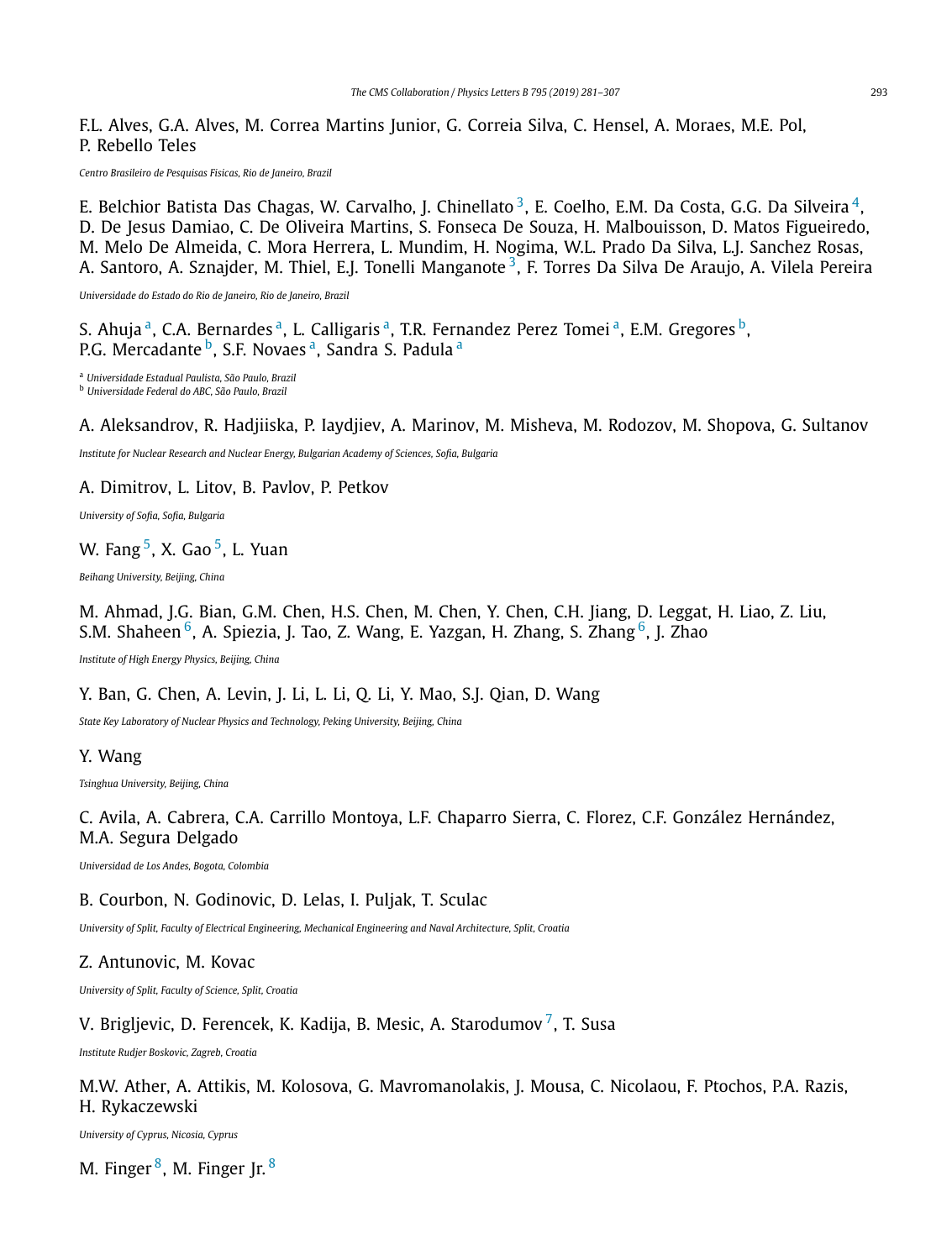F.L. Alves, G.A. Alves, M. Correa Martins Junior, G. Correia Silva, C. Hensel, A. Moraes, M.E. Pol, P. Rebello Teles

*Centro Brasileiro de Pesquisas Fisicas, Rio de Janeiro, Brazil*

E. Belchior Batista Das Chagas, W. Carvalho, J. Chinellato [3], E. Coelho, E.M. Da Costa, G.G. Da Silveira [4], D. De Jesus Damiao, C. De Oliveira Martins, S. Fonseca De Souza, H. Malbouisson, D. Matos Figueiredo, M. Melo De Almeida, C. Mora Herrera, L. Mundim, H. Nogima, W.L. Prado Da Silva, L.J. Sanchez Rosas, A. Santoro, A. Sznajder, M. Thiel, E.J. Tonelli Manganote [3], F. Torres Da Silva De Araujo, A. Vilela Pereira

*Universidade do Estado do Rio de Janeiro, Rio de Janeiro, Brazil*

S. Ahuja [a], C.A. Bernardes [a], L. Calligaris [a], T.R. Fernandez Perez Tomei [a], E.M. Gregores [b], P.G. Mercadante [b], S.F. Novaes [a], Sandra S. Padula [a]

[a] *Universidade Estadual Paulista, São Paulo, Brazil*
[b] *Universidade Federal do ABC, São Paulo, Brazil*

A. Aleksandrov, R. Hadjiiska, P. Iaydjiev, A. Marinov, M. Misheva, M. Rodozov, M. Shopova, G. Sultanov

*Institute for Nuclear Research and Nuclear Energy, Bulgarian Academy of Sciences, Sofia, Bulgaria*

A. Dimitrov, L. Litov, B. Pavlov, P. Petkov

*University of Sofia, Sofia, Bulgaria*

W. Fang [5], X. Gao [5], L. Yuan

*Beihang University, Beijing, China*

M. Ahmad, J.G. Bian, G.M. Chen, H.S. Chen, M. Chen, Y. Chen, C.H. Jiang, D. Leggat, H. Liao, Z. Liu, S.M. Shaheen [6], A. Spiezia, J. Tao, Z. Wang, E. Yazgan, H. Zhang, S. Zhang [6], J. Zhao

*Institute of High Energy Physics, Beijing, China*

Y. Ban, G. Chen, A. Levin, J. Li, L. Li, Q. Li, Y. Mao, S.J. Qian, D. Wang

*State Key Laboratory of Nuclear Physics and Technology, Peking University, Beijing, China*

Y. Wang

*Tsinghua University, Beijing, China*

C. Avila, A. Cabrera, C.A. Carrillo Montoya, L.F. Chaparro Sierra, C. Florez, C.F. González Hernández, M.A. Segura Delgado

*Universidad de Los Andes, Bogota, Colombia*

B. Courbon, N. Godinovic, D. Lelas, I. Puljak, T. Sculac

*University of Split, Faculty of Electrical Engineering, Mechanical Engineering and Naval Architecture, Split, Croatia*

Z. Antunovic, M. Kovac

*University of Split, Faculty of Science, Split, Croatia*

V. Brigljevic, D. Ferencek, K. Kadija, B. Mesic, A. Starodumov [7], T. Susa

*Institute Rudjer Boskovic, Zagreb, Croatia*

M.W. Ather, A. Attikis, M. Kolosova, G. Mavromanolakis, J. Mousa, C. Nicolaou, F. Ptochos, P.A. Razis, H. Rykaczewski

*University of Cyprus, Nicosia, Cyprus*

M. Finger [8], M. Finger Jr. [8]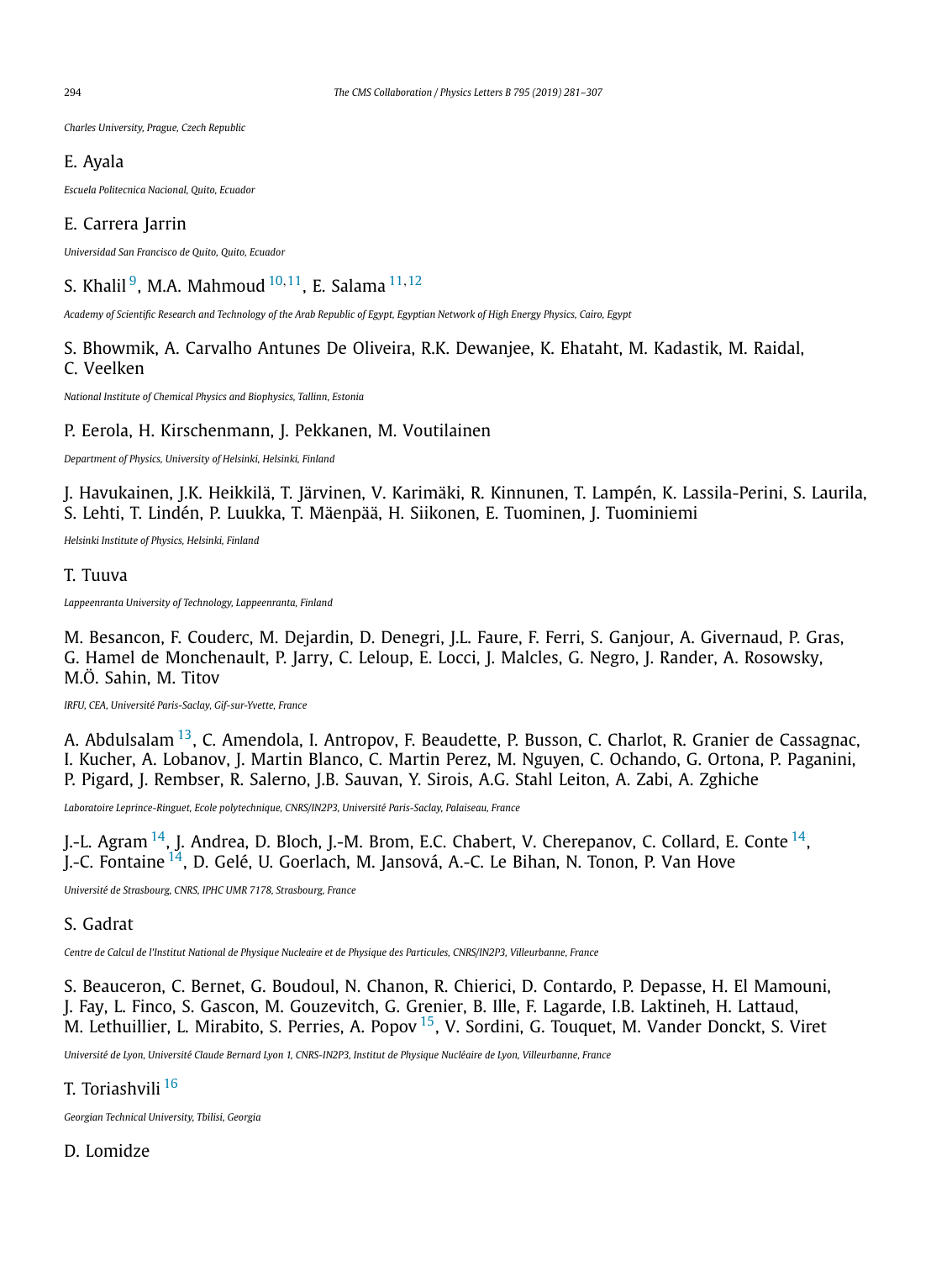*Charles University, Prague, Czech Republic*

E. Ayala

*Escuela Politecnica Nacional, Quito, Ecuador*

E. Carrera Jarrin

*Universidad San Francisco de Quito, Quito, Ecuador*

S. Khalil [9], M.A. Mahmoud [10,11], E. Salama [11,12]

*Academy of Scientific Research and Technology of the Arab Republic of Egypt, Egyptian Network of High Energy Physics, Cairo, Egypt*

S. Bhowmik, A. Carvalho Antunes De Oliveira, R.K. Dewanjee, K. Ehataht, M. Kadastik, M. Raidal, C. Veelken

*National Institute of Chemical Physics and Biophysics, Tallinn, Estonia*

P. Eerola, H. Kirschenmann, J. Pekkanen, M. Voutilainen

*Department of Physics, University of Helsinki, Helsinki, Finland*

J. Havukainen, J.K. Heikkilä, T. Järvinen, V. Karimäki, R. Kinnunen, T. Lampén, K. Lassila-Perini, S. Laurila, S. Lehti, T. Lindén, P. Luukka, T. Mäenpää, H. Siikonen, E. Tuominen, J. Tuominiemi

*Helsinki Institute of Physics, Helsinki, Finland*

T. Tuuva

*Lappeenranta University of Technology, Lappeenranta, Finland*

M. Besancon, F. Couderc, M. Dejardin, D. Denegri, J.L. Faure, F. Ferri, S. Ganjour, A. Givernaud, P. Gras, G. Hamel de Monchenault, P. Jarry, C. Leloup, E. Locci, J. Malcles, G. Negro, J. Rander, A. Rosowsky, M.Ö. Sahin, M. Titov

*IRFU, CEA, Université Paris-Saclay, Gif-sur-Yvette, France*

A. Abdulsalam [13], C. Amendola, I. Antropov, F. Beaudette, P. Busson, C. Charlot, R. Granier de Cassagnac, I. Kucher, A. Lobanov, J. Martin Blanco, C. Martin Perez, M. Nguyen, C. Ochando, G. Ortona, P. Paganini, P. Pigard, J. Rembser, R. Salerno, J.B. Sauvan, Y. Sirois, A.G. Stahl Leiton, A. Zabi, A. Zghiche

*Laboratoire Leprince-Ringuet, Ecole polytechnique, CNRS/IN2P3, Université Paris-Saclay, Palaiseau, France*

J.-L. Agram [14], J. Andrea, D. Bloch, J.-M. Brom, E.C. Chabert, V. Cherepanov, C. Collard, E. Conte [14], J.-C. Fontaine [14], D. Gelé, U. Goerlach, M. Jansová, A.-C. Le Bihan, N. Tonon, P. Van Hove

*Université de Strasbourg, CNRS, IPHC UMR 7178, Strasbourg, France*

S. Gadrat

*Centre de Calcul de l'Institut National de Physique Nucleaire et de Physique des Particules, CNRS/IN2P3, Villeurbanne, France*

S. Beauceron, C. Bernet, G. Boudoul, N. Chanon, R. Chierici, D. Contardo, P. Depasse, H. El Mamouni, J. Fay, L. Finco, S. Gascon, M. Gouzevitch, G. Grenier, B. Ille, F. Lagarde, I.B. Laktineh, H. Lattaud, M. Lethuillier, L. Mirabito, S. Perries, A. Popov [15], V. Sordini, G. Touquet, M. Vander Donckt, S. Viret

*Université de Lyon, Université Claude Bernard Lyon 1, CNRS-IN2P3, Institut de Physique Nucléaire de Lyon, Villeurbanne, France*

T. Toriashvili [16]

*Georgian Technical University, Tbilisi, Georgia*

D. Lomidze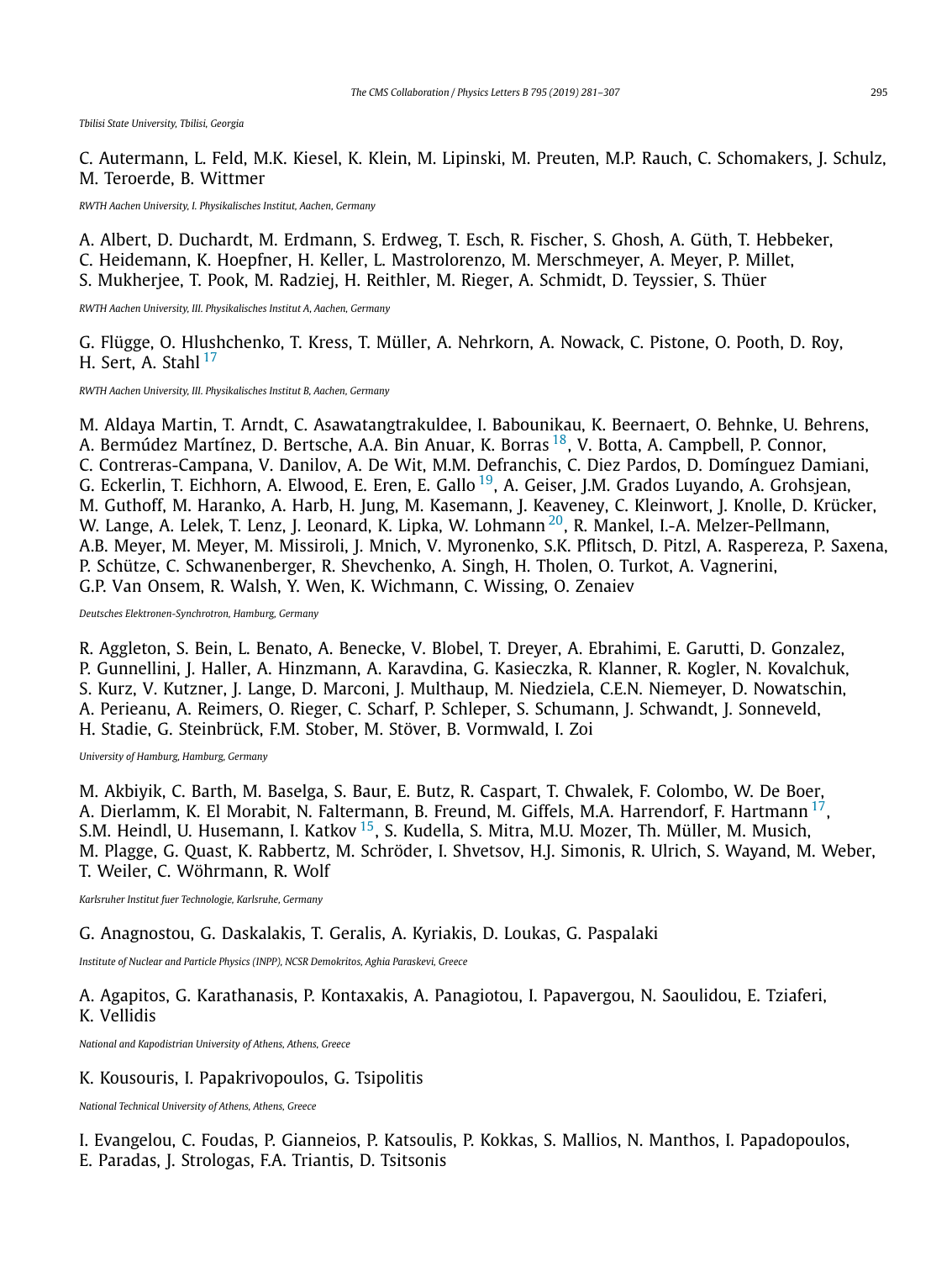*Tbilisi State University, Tbilisi, Georgia*

C. Autermann, L. Feld, M.K. Kiesel, K. Klein, M. Lipinski, M. Preuten, M.P. Rauch, C. Schomakers, J. Schulz, M. Teroerde, B. Wittmer

*RWTH Aachen University, I. Physikalisches Institut, Aachen, Germany*

A. Albert, D. Duchardt, M. Erdmann, S. Erdweg, T. Esch, R. Fischer, S. Ghosh, A. Güth, T. Hebbeker, C. Heidemann, K. Hoepfner, H. Keller, L. Mastrolorenzo, M. Merschmeyer, A. Meyer, P. Millet, S. Mukherjee, T. Pook, M. Radziej, H. Reithler, M. Rieger, A. Schmidt, D. Teyssier, S. Thüer

*RWTH Aachen University, III. Physikalisches Institut A, Aachen, Germany*

G. Flügge, O. Hlushchenko, T. Kress, T. Müller, A. Nehrkorn, A. Nowack, C. Pistone, O. Pooth, D. Roy, H. Sert, A. Stahl [17]

*RWTH Aachen University, III. Physikalisches Institut B, Aachen, Germany*

M. Aldaya Martin, T. Arndt, C. Asawatangtrakuldee, I. Babounikau, K. Beernaert, O. Behnke, U. Behrens, A. Bermúdez Martínez, D. Bertsche, A.A. Bin Anuar, K. Borras [18], V. Botta, A. Campbell, P. Connor, C. Contreras-Campana, V. Danilov, A. De Wit, M.M. Defranchis, C. Diez Pardos, D. Domínguez Damiani, G. Eckerlin, T. Eichhorn, A. Elwood, E. Eren, E. Gallo [19], A. Geiser, J.M. Grados Luyando, A. Grohsjean, M. Guthoff, M. Haranko, A. Harb, H. Jung, M. Kasemann, J. Keaveney, C. Kleinwort, J. Knolle, D. Krücker, W. Lange, A. Lelek, T. Lenz, J. Leonard, K. Lipka, W. Lohmann [20], R. Mankel, I.-A. Melzer-Pellmann, A.B. Meyer, M. Meyer, M. Missiroli, J. Mnich, V. Myronenko, S.K. Pflitsch, D. Pitzl, A. Raspereza, P. Saxena, P. Schütze, C. Schwanenberger, R. Shevchenko, A. Singh, H. Tholen, O. Turkot, A. Vagnerini, G.P. Van Onsem, R. Walsh, Y. Wen, K. Wichmann, C. Wissing, O. Zenaiev

*Deutsches Elektronen-Synchrotron, Hamburg, Germany*

R. Aggleton, S. Bein, L. Benato, A. Benecke, V. Blobel, T. Dreyer, A. Ebrahimi, E. Garutti, D. Gonzalez, P. Gunnellini, J. Haller, A. Hinzmann, A. Karavdina, G. Kasieczka, R. Klanner, R. Kogler, N. Kovalchuk, S. Kurz, V. Kutzner, J. Lange, D. Marconi, J. Multhaup, M. Niedziela, C.E.N. Niemeyer, D. Nowatschin, A. Perieanu, A. Reimers, O. Rieger, C. Scharf, P. Schleper, S. Schumann, J. Schwandt, J. Sonneveld, H. Stadie, G. Steinbrück, F.M. Stober, M. Stöver, B. Vormwald, I. Zoi

*University of Hamburg, Hamburg, Germany*

M. Akbiyik, C. Barth, M. Baselga, S. Baur, E. Butz, R. Caspart, T. Chwalek, F. Colombo, W. De Boer, A. Dierlamm, K. El Morabit, N. Faltermann, B. Freund, M. Giffels, M.A. Harrendorf, F. Hartmann [17], S.M. Heindl, U. Husemann, I. Katkov [15], S. Kudella, S. Mitra, M.U. Mozer, Th. Müller, M. Musich, M. Plagge, G. Quast, K. Rabbertz, M. Schröder, I. Shvetsov, H.J. Simonis, R. Ulrich, S. Wayand, M. Weber, T. Weiler, C. Wöhrmann, R. Wolf

*Karlsruher Institut fuer Technologie, Karlsruhe, Germany*

G. Anagnostou, G. Daskalakis, T. Geralis, A. Kyriakis, D. Loukas, G. Paspalaki

*Institute of Nuclear and Particle Physics (INPP), NCSR Demokritos, Aghia Paraskevi, Greece*

A. Agapitos, G. Karathanasis, P. Kontaxakis, A. Panagiotou, I. Papavergou, N. Saoulidou, E. Tziaferi, K. Vellidis

*National and Kapodistrian University of Athens, Athens, Greece*

K. Kousouris, I. Papakrivopoulos, G. Tsipolitis

*National Technical University of Athens, Athens, Greece*

I. Evangelou, C. Foudas, P. Gianneios, P. Katsoulis, P. Kokkas, S. Mallios, N. Manthos, I. Papadopoulos, E. Paradas, J. Strologas, F.A. Triantis, D. Tsitsonis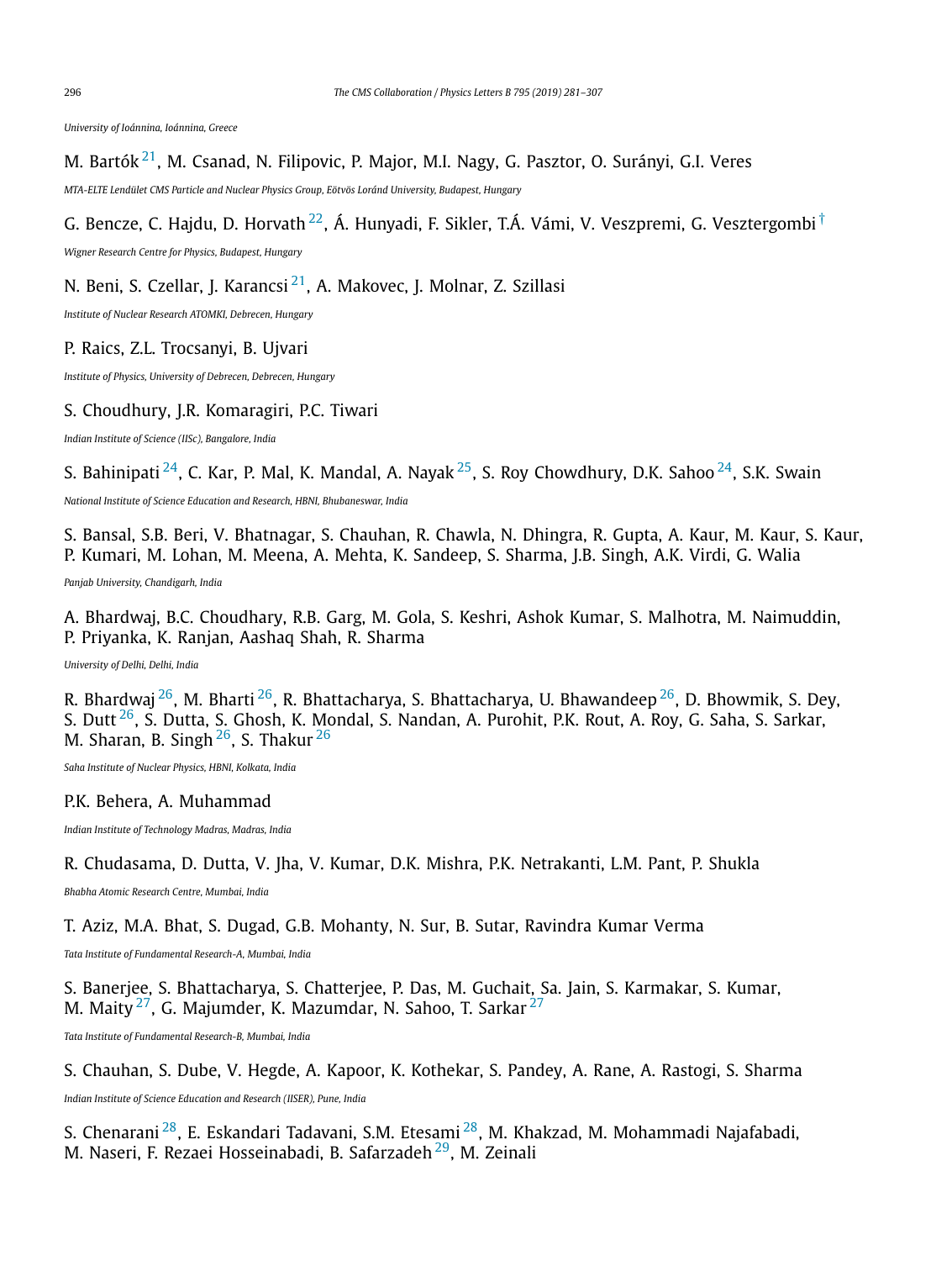*University of Ioánnina, Ioánnina, Greece*

M. Bartók [21], M. Csanad, N. Filipovic, P. Major, M.I. Nagy, G. Pasztor, O. Surányi, G.I. Veres

*MTA-ELTE Lendület CMS Particle and Nuclear Physics Group, Eötvös Loránd University, Budapest, Hungary*

G. Bencze, C. Hajdu, D. Horvath [22], Á. Hunyadi, F. Sikler, T.Á. Vámi, V. Veszpremi, G. Vesztergombi [†]

*Wigner Research Centre for Physics, Budapest, Hungary*

N. Beni, S. Czellar, J. Karancsi [21], A. Makovec, J. Molnar, Z. Szillasi

*Institute of Nuclear Research ATOMKI, Debrecen, Hungary*

P. Raics, Z.L. Trocsanyi, B. Ujvari

*Institute of Physics, University of Debrecen, Debrecen, Hungary*

S. Choudhury, J.R. Komaragiri, P.C. Tiwari

*Indian Institute of Science (IISc), Bangalore, India*

S. Bahinipati [24], C. Kar, P. Mal, K. Mandal, A. Nayak [25], S. Roy Chowdhury, D.K. Sahoo [24], S.K. Swain

*National Institute of Science Education and Research, HBNI, Bhubaneswar, India*

S. Bansal, S.B. Beri, V. Bhatnagar, S. Chauhan, R. Chawla, N. Dhingra, R. Gupta, A. Kaur, M. Kaur, S. Kaur, P. Kumari, M. Lohan, M. Meena, A. Mehta, K. Sandeep, S. Sharma, J.B. Singh, A.K. Virdi, G. Walia

*Panjab University, Chandigarh, India*

A. Bhardwaj, B.C. Choudhary, R.B. Garg, M. Gola, S. Keshri, Ashok Kumar, S. Malhotra, M. Naimuddin, P. Priyanka, K. Ranjan, Aashaq Shah, R. Sharma

*University of Delhi, Delhi, India*

R. Bhardwaj [26], M. Bharti [26], R. Bhattacharya, S. Bhattacharya, U. Bhawandeep [26], D. Bhowmik, S. Dey, S. Dutt [26], S. Dutta, S. Ghosh, K. Mondal, S. Nandan, A. Purohit, P.K. Rout, A. Roy, G. Saha, S. Sarkar, M. Sharan, B. Singh [26], S. Thakur [26]

*Saha Institute of Nuclear Physics, HBNI, Kolkata, India*

P.K. Behera, A. Muhammad

*Indian Institute of Technology Madras, Madras, India*

R. Chudasama, D. Dutta, V. Jha, V. Kumar, D.K. Mishra, P.K. Netrakanti, L.M. Pant, P. Shukla

*Bhabha Atomic Research Centre, Mumbai, India*

T. Aziz, M.A. Bhat, S. Dugad, G.B. Mohanty, N. Sur, B. Sutar, Ravindra Kumar Verma

*Tata Institute of Fundamental Research-A, Mumbai, India*

S. Banerjee, S. Bhattacharya, S. Chatterjee, P. Das, M. Guchait, Sa. Jain, S. Karmakar, S. Kumar, M. Maity [27], G. Majumder, K. Mazumdar, N. Sahoo, T. Sarkar [27]

*Tata Institute of Fundamental Research-B, Mumbai, India*

S. Chauhan, S. Dube, V. Hegde, A. Kapoor, K. Kothekar, S. Pandey, A. Rane, A. Rastogi, S. Sharma

*Indian Institute of Science Education and Research (IISER), Pune, India*

S. Chenarani [28], E. Eskandari Tadavani, S.M. Etesami [28], M. Khakzad, M. Mohammadi Najafabadi, M. Naseri, F. Rezaei Hosseinabadi, B. Safarzadeh [29], M. Zeinali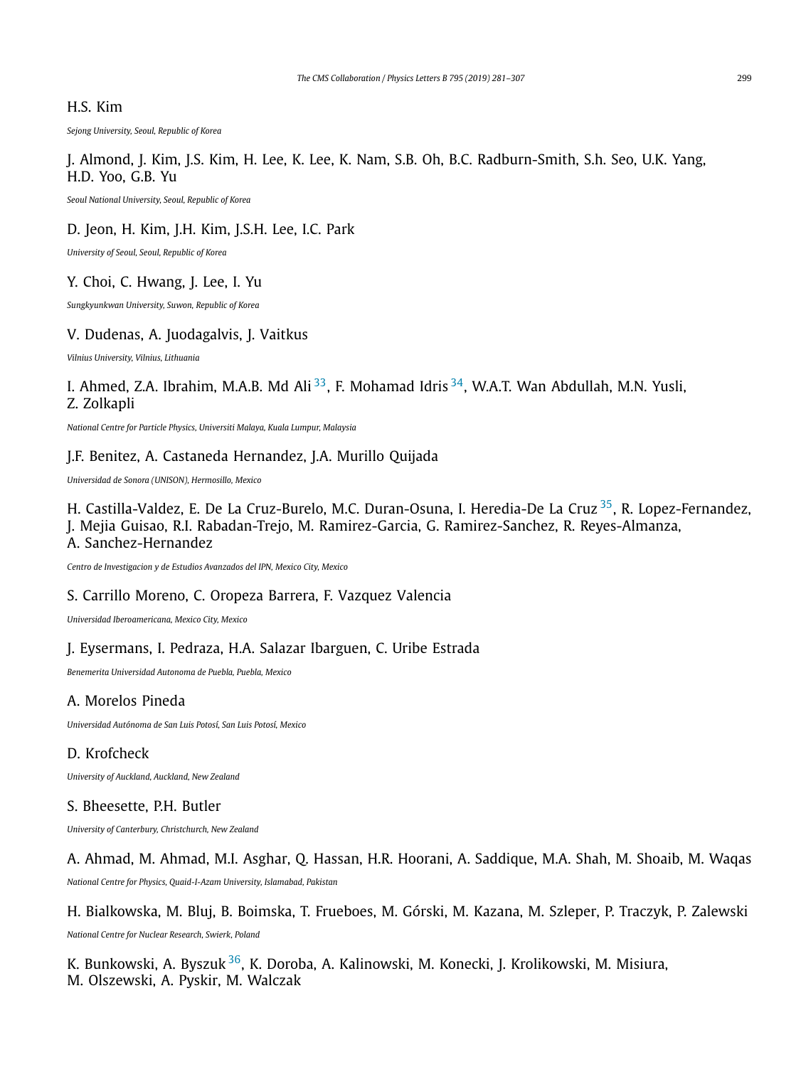H.S. Kim

*Sejong University, Seoul, Republic of Korea*

J. Almond, J. Kim, J.S. Kim, H. Lee, K. Lee, K. Nam, S.B. Oh, B.C. Radburn-Smith, S.h. Seo, U.K. Yang, H.D. Yoo, G.B. Yu

*Seoul National University, Seoul, Republic of Korea*

D. Jeon, H. Kim, J.H. Kim, J.S.H. Lee, I.C. Park

*University of Seoul, Seoul, Republic of Korea*

Y. Choi, C. Hwang, J. Lee, I. Yu

*Sungkyunkwan University, Suwon, Republic of Korea*

V. Dudenas, A. Juodagalvis, J. Vaitkus

*Vilnius University, Vilnius, Lithuania*

I. Ahmed, Z.A. Ibrahim, M.A.B. Md Ali [33], F. Mohamad Idris [34], W.A.T. Wan Abdullah, M.N. Yusli, Z. Zolkapli

*National Centre for Particle Physics, Universiti Malaya, Kuala Lumpur, Malaysia*

J.F. Benitez, A. Castaneda Hernandez, J.A. Murillo Quijada

*Universidad de Sonora (UNISON), Hermosillo, Mexico*

H. Castilla-Valdez, E. De La Cruz-Burelo, M.C. Duran-Osuna, I. Heredia-De La Cruz [35], R. Lopez-Fernandez, J. Mejia Guisao, R.I. Rabadan-Trejo, M. Ramirez-Garcia, G. Ramirez-Sanchez, R. Reyes-Almanza, A. Sanchez-Hernandez

*Centro de Investigacion y de Estudios Avanzados del IPN, Mexico City, Mexico*

S. Carrillo Moreno, C. Oropeza Barrera, F. Vazquez Valencia

*Universidad Iberoamericana, Mexico City, Mexico*

J. Eysermans, I. Pedraza, H.A. Salazar Ibarguen, C. Uribe Estrada

*Benemerita Universidad Autonoma de Puebla, Puebla, Mexico*

A. Morelos Pineda

*Universidad Autónoma de San Luis Potosí, San Luis Potosí, Mexico*

D. Krofcheck

*University of Auckland, Auckland, New Zealand*

S. Bheesette, P.H. Butler

*University of Canterbury, Christchurch, New Zealand*

A. Ahmad, M. Ahmad, M.I. Asghar, Q. Hassan, H.R. Hoorani, A. Saddique, M.A. Shah, M. Shoaib, M. Waqas

*National Centre for Physics, Quaid-I-Azam University, Islamabad, Pakistan*

H. Bialkowska, M. Bluj, B. Boimska, T. Frueboes, M. Górski, M. Kazana, M. Szleper, P. Traczyk, P. Zalewski

*National Centre for Nuclear Research, Swierk, Poland*

K. Bunkowski, A. Byszuk [36], K. Doroba, A. Kalinowski, M. Konecki, J. Krolikowski, M. Misiura, M. Olszewski, A. Pyskir, M. Walczak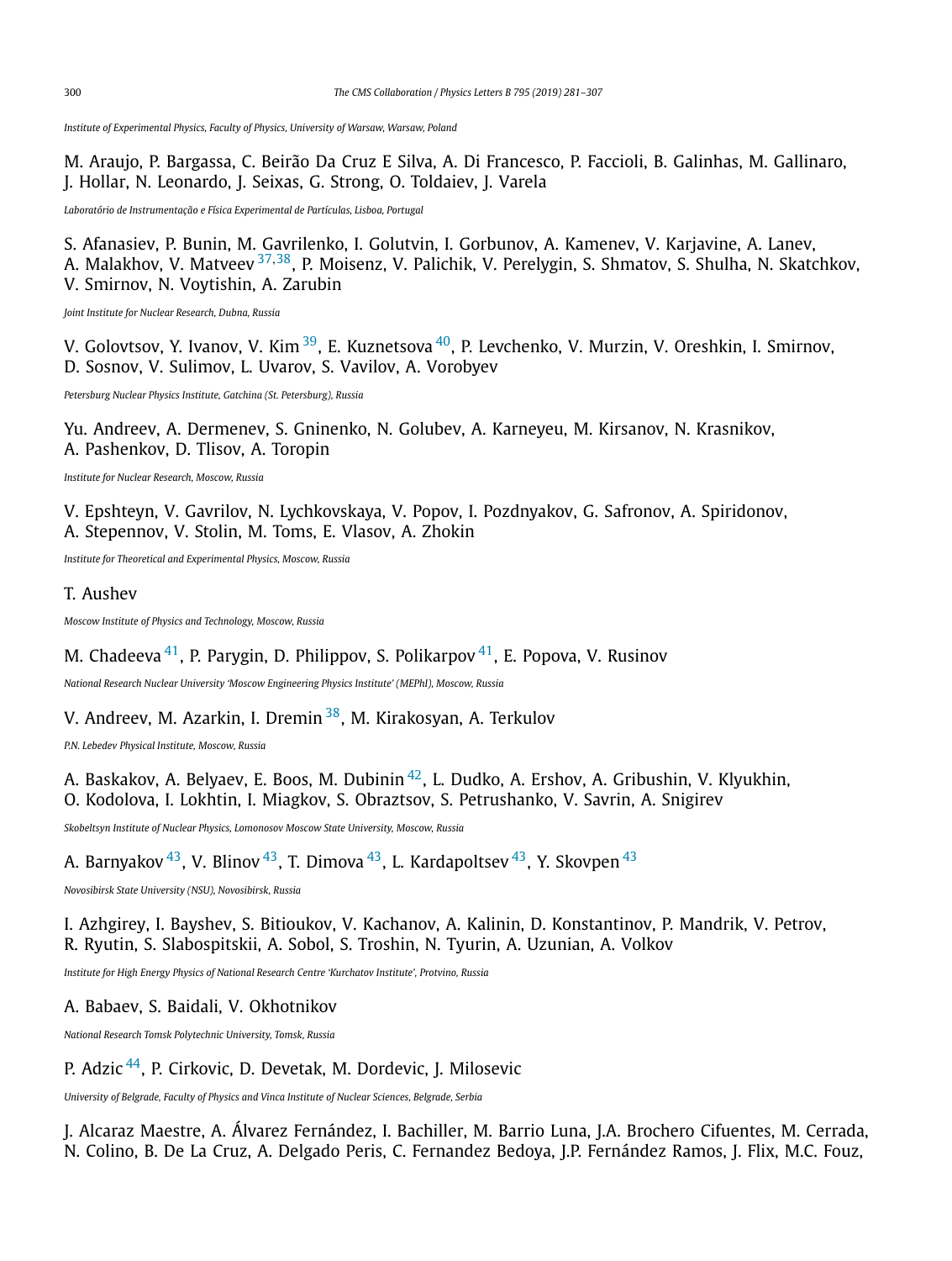*Institute of Experimental Physics, Faculty of Physics, University of Warsaw, Warsaw, Poland*

M. Araujo, P. Bargassa, C. Beirão Da Cruz E Silva, A. Di Francesco, P. Faccioli, B. Galinhas, M. Gallinaro, J. Hollar, N. Leonardo, J. Seixas, G. Strong, O. Toldaiev, J. Varela

*Laboratório de Instrumentação e Física Experimental de Partículas, Lisboa, Portugal*

S. Afanasiev, P. Bunin, M. Gavrilenko, I. Golutvin, I. Gorbunov, A. Kamenev, V. Karjavine, A. Lanev, A. Malakhov, V. Matveev [37,38], P. Moisenz, V. Palichik, V. Perelygin, S. Shmatov, S. Shulha, N. Skatchkov, V. Smirnov, N. Voytishin, A. Zarubin

*Joint Institute for Nuclear Research, Dubna, Russia*

V. Golovtsov, Y. Ivanov, V. Kim [39], E. Kuznetsova [40], P. Levchenko, V. Murzin, V. Oreshkin, I. Smirnov, D. Sosnov, V. Sulimov, L. Uvarov, S. Vavilov, A. Vorobyev

*Petersburg Nuclear Physics Institute, Gatchina (St. Petersburg), Russia*

Yu. Andreev, A. Dermenev, S. Gninenko, N. Golubev, A. Karneyeu, M. Kirsanov, N. Krasnikov, A. Pashenkov, D. Tlisov, A. Toropin

*Institute for Nuclear Research, Moscow, Russia*

V. Epshteyn, V. Gavrilov, N. Lychkovskaya, V. Popov, I. Pozdnyakov, G. Safronov, A. Spiridonov, A. Stepennov, V. Stolin, M. Toms, E. Vlasov, A. Zhokin

*Institute for Theoretical and Experimental Physics, Moscow, Russia*

T. Aushev

*Moscow Institute of Physics and Technology, Moscow, Russia*

M. Chadeeva [41], P. Parygin, D. Philippov, S. Polikarpov [41], E. Popova, V. Rusinov

*National Research Nuclear University 'Moscow Engineering Physics Institute' (MEPhI), Moscow, Russia*

V. Andreev, M. Azarkin, I. Dremin [38], M. Kirakosyan, A. Terkulov

*P.N. Lebedev Physical Institute, Moscow, Russia*

A. Baskakov, A. Belyaev, E. Boos, M. Dubinin [42], L. Dudko, A. Ershov, A. Gribushin, V. Klyukhin, O. Kodolova, I. Lokhtin, I. Miagkov, S. Obraztsov, S. Petrushanko, V. Savrin, A. Snigirev

*Skobeltsyn Institute of Nuclear Physics, Lomonosov Moscow State University, Moscow, Russia*

A. Barnyakov [43], V. Blinov [43], T. Dimova [43], L. Kardapoltsev [43], Y. Skovpen [43]

*Novosibirsk State University (NSU), Novosibirsk, Russia*

I. Azhgirey, I. Bayshev, S. Bitioukov, V. Kachanov, A. Kalinin, D. Konstantinov, P. Mandrik, V. Petrov, R. Ryutin, S. Slabospitskii, A. Sobol, S. Troshin, N. Tyurin, A. Uzunian, A. Volkov

*Institute for High Energy Physics of National Research Centre 'Kurchatov Institute', Protvino, Russia*

A. Babaev, S. Baidali, V. Okhotnikov

*National Research Tomsk Polytechnic University, Tomsk, Russia*

P. Adzic [44], P. Cirkovic, D. Devetak, M. Dordevic, J. Milosevic

*University of Belgrade, Faculty of Physics and Vinca Institute of Nuclear Sciences, Belgrade, Serbia*

J. Alcaraz Maestre, A. Álvarez Fernández, I. Bachiller, M. Barrio Luna, J.A. Brochero Cifuentes, M. Cerrada, N. Colino, B. De La Cruz, A. Delgado Peris, C. Fernandez Bedoya, J.P. Fernández Ramos, J. Flix, M.C. Fouz,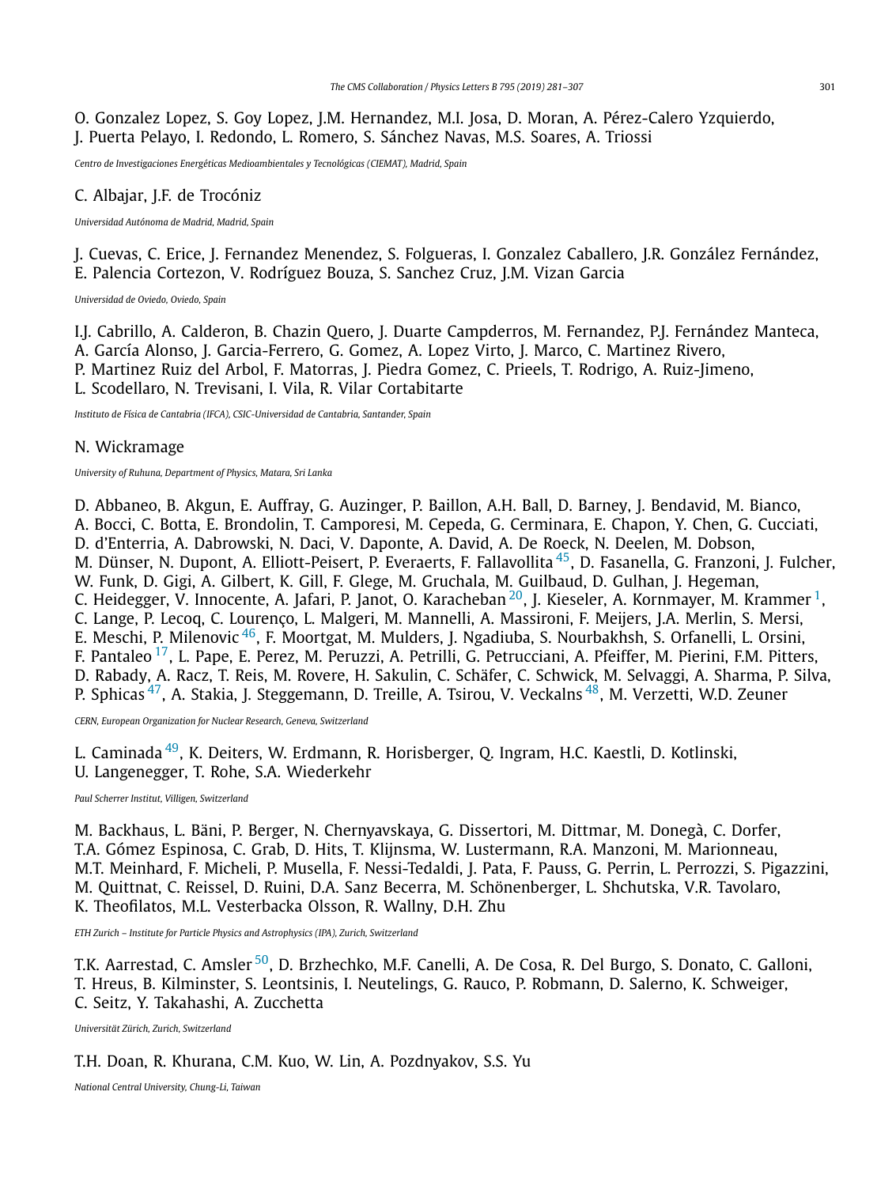O. Gonzalez Lopez, S. Goy Lopez, J.M. Hernandez, M.I. Josa, D. Moran, A. Pérez-Calero Yzquierdo, J. Puerta Pelayo, I. Redondo, L. Romero, S. Sánchez Navas, M.S. Soares, A. Triossi

*Centro de Investigaciones Energéticas Medioambientales y Tecnológicas (CIEMAT), Madrid, Spain*

C. Albajar, J.F. de Trocóniz

*Universidad Autónoma de Madrid, Madrid, Spain*

J. Cuevas, C. Erice, J. Fernandez Menendez, S. Folgueras, I. Gonzalez Caballero, J.R. González Fernández, E. Palencia Cortezon, V. Rodríguez Bouza, S. Sanchez Cruz, J.M. Vizan Garcia

*Universidad de Oviedo, Oviedo, Spain*

I.J. Cabrillo, A. Calderon, B. Chazin Quero, J. Duarte Campderros, M. Fernandez, P.J. Fernández Manteca, A. García Alonso, J. Garcia-Ferrero, G. Gomez, A. Lopez Virto, J. Marco, C. Martinez Rivero, P. Martinez Ruiz del Arbol, F. Matorras, J. Piedra Gomez, C. Prieels, T. Rodrigo, A. Ruiz-Jimeno, L. Scodellaro, N. Trevisani, I. Vila, R. Vilar Cortabitarte

*Instituto de Física de Cantabria (IFCA), CSIC-Universidad de Cantabria, Santander, Spain*

N. Wickramage

*University of Ruhuna, Department of Physics, Matara, Sri Lanka*

D. Abbaneo, B. Akgun, E. Auffray, G. Auzinger, P. Baillon, A.H. Ball, D. Barney, J. Bendavid, M. Bianco, A. Bocci, C. Botta, E. Brondolin, T. Camporesi, M. Cepeda, G. Cerminara, E. Chapon, Y. Chen, G. Cucciati, D. d'Enterria, A. Dabrowski, N. Daci, V. Daponte, A. David, A. De Roeck, N. Deelen, M. Dobson, M. Dünser, N. Dupont, A. Elliott-Peisert, P. Everaerts, F. Fallavollita [45], D. Fasanella, G. Franzoni, J. Fulcher, W. Funk, D. Gigi, A. Gilbert, K. Gill, F. Glege, M. Gruchala, M. Guilbaud, D. Gulhan, J. Hegeman, C. Heidegger, V. Innocente, A. Jafari, P. Janot, O. Karacheban [20], J. Kieseler, A. Kornmayer, M. Krammer [1], C. Lange, P. Lecoq, C. Lourenço, L. Malgeri, M. Mannelli, A. Massironi, F. Meijers, J.A. Merlin, S. Mersi, E. Meschi, P. Milenovic [46], F. Moortgat, M. Mulders, J. Ngadiuba, S. Nourbakhsh, S. Orfanelli, L. Orsini, F. Pantaleo [17], L. Pape, E. Perez, M. Peruzzi, A. Petrilli, G. Petrucciani, A. Pfeiffer, M. Pierini, F.M. Pitters, D. Rabady, A. Racz, T. Reis, M. Rovere, H. Sakulin, C. Schäfer, C. Schwick, M. Selvaggi, A. Sharma, P. Silva, P. Sphicas [47], A. Stakia, J. Steggemann, D. Treille, A. Tsirou, V. Veckalns [48], M. Verzetti, W.D. Zeuner

*CERN, European Organization for Nuclear Research, Geneva, Switzerland*

L. Caminada [49], K. Deiters, W. Erdmann, R. Horisberger, Q. Ingram, H.C. Kaestli, D. Kotlinski, U. Langenegger, T. Rohe, S.A. Wiederkehr

*Paul Scherrer Institut, Villigen, Switzerland*

M. Backhaus, L. Bäni, P. Berger, N. Chernyavskaya, G. Dissertori, M. Dittmar, M. Donegà, C. Dorfer, T.A. Gómez Espinosa, C. Grab, D. Hits, T. Klijnsma, W. Lustermann, R.A. Manzoni, M. Marionneau, M.T. Meinhard, F. Micheli, P. Musella, F. Nessi-Tedaldi, J. Pata, F. Pauss, G. Perrin, L. Perrozzi, S. Pigazzini, M. Quittnat, C. Reissel, D. Ruini, D.A. Sanz Becerra, M. Schönenberger, L. Shchutska, V.R. Tavolaro, K. Theofilatos, M.L. Vesterbacka Olsson, R. Wallny, D.H. Zhu

*ETH Zurich – Institute for Particle Physics and Astrophysics (IPA), Zurich, Switzerland*

T.K. Aarrestad, C. Amsler [50], D. Brzhechko, M.F. Canelli, A. De Cosa, R. Del Burgo, S. Donato, C. Galloni, T. Hreus, B. Kilminster, S. Leontsinis, I. Neutelings, G. Rauco, P. Robmann, D. Salerno, K. Schweiger, C. Seitz, Y. Takahashi, A. Zucchetta

*Universität Zürich, Zurich, Switzerland*

T.H. Doan, R. Khurana, C.M. Kuo, W. Lin, A. Pozdnyakov, S.S. Yu

*National Central University, Chung-Li, Taiwan*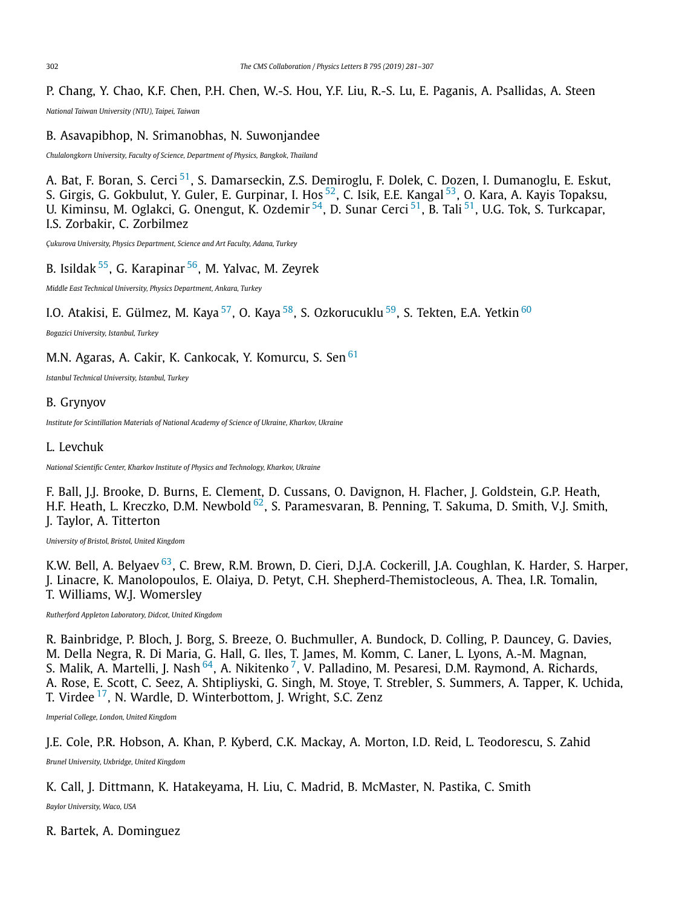P. Chang, Y. Chao, K.F. Chen, P.H. Chen, W.-S. Hou, Y.F. Liu, R.-S. Lu, E. Paganis, A. Psallidas, A. Steen

*National Taiwan University (NTU), Taipei, Taiwan*

B. Asavapibhop, N. Srimanobhas, N. Suwonjandee

*Chulalongkorn University, Faculty of Science, Department of Physics, Bangkok, Thailand*

A. Bat, F. Boran, S. Cerci [51], S. Damarseckin, Z.S. Demiroglu, F. Dolek, C. Dozen, I. Dumanoglu, E. Eskut, S. Girgis, G. Gokbulut, Y. Guler, E. Gurpinar, I. Hos [52], C. Isik, E.E. Kangal [53], O. Kara, A. Kayis Topaksu, U. Kiminsu, M. Oglakci, G. Onengut, K. Ozdemir [54], D. Sunar Cerci [51], B. Tali [51], U.G. Tok, S. Turkcapar, I.S. Zorbakir, C. Zorbilmez

*Çukurova University, Physics Department, Science and Art Faculty, Adana, Turkey*

B. Isildak [55], G. Karapinar [56], M. Yalvac, M. Zeyrek

*Middle East Technical University, Physics Department, Ankara, Turkey*

I.O. Atakisi, E. Gülmez, M. Kaya [57], O. Kaya [58], S. Ozkorucuklu [59], S. Tekten, E.A. Yetkin [60]

*Bogazici University, Istanbul, Turkey*

M.N. Agaras, A. Cakir, K. Cankocak, Y. Komurcu, S. Sen [61]

*Istanbul Technical University, Istanbul, Turkey*

B. Grynyov

*Institute for Scintillation Materials of National Academy of Science of Ukraine, Kharkov, Ukraine*

L. Levchuk

*National Scientific Center, Kharkov Institute of Physics and Technology, Kharkov, Ukraine*

F. Ball, J.J. Brooke, D. Burns, E. Clement, D. Cussans, O. Davignon, H. Flacher, J. Goldstein, G.P. Heath, H.F. Heath, L. Kreczko, D.M. Newbold [62], S. Paramesvaran, B. Penning, T. Sakuma, D. Smith, V.J. Smith, J. Taylor, A. Titterton

*University of Bristol, Bristol, United Kingdom*

K.W. Bell, A. Belyaev [63], C. Brew, R.M. Brown, D. Cieri, D.J.A. Cockerill, J.A. Coughlan, K. Harder, S. Harper, J. Linacre, K. Manolopoulos, E. Olaiya, D. Petyt, C.H. Shepherd-Themistocleous, A. Thea, I.R. Tomalin, T. Williams, W.J. Womersley

*Rutherford Appleton Laboratory, Didcot, United Kingdom*

R. Bainbridge, P. Bloch, J. Borg, S. Breeze, O. Buchmuller, A. Bundock, D. Colling, P. Dauncey, G. Davies, M. Della Negra, R. Di Maria, G. Hall, G. Iles, T. James, M. Komm, C. Laner, L. Lyons, A.-M. Magnan, S. Malik, A. Martelli, J. Nash [64], A. Nikitenko [7], V. Palladino, M. Pesaresi, D.M. Raymond, A. Richards, A. Rose, E. Scott, C. Seez, A. Shtipliyski, G. Singh, M. Stoye, T. Strebler, S. Summers, A. Tapper, K. Uchida, T. Virdee [17], N. Wardle, D. Winterbottom, J. Wright, S.C. Zenz

*Imperial College, London, United Kingdom*

J.E. Cole, P.R. Hobson, A. Khan, P. Kyberd, C.K. Mackay, A. Morton, I.D. Reid, L. Teodorescu, S. Zahid

*Brunel University, Uxbridge, United Kingdom*

K. Call, J. Dittmann, K. Hatakeyama, H. Liu, C. Madrid, B. McMaster, N. Pastika, C. Smith

*Baylor University, Waco, USA*

R. Bartek, A. Dominguez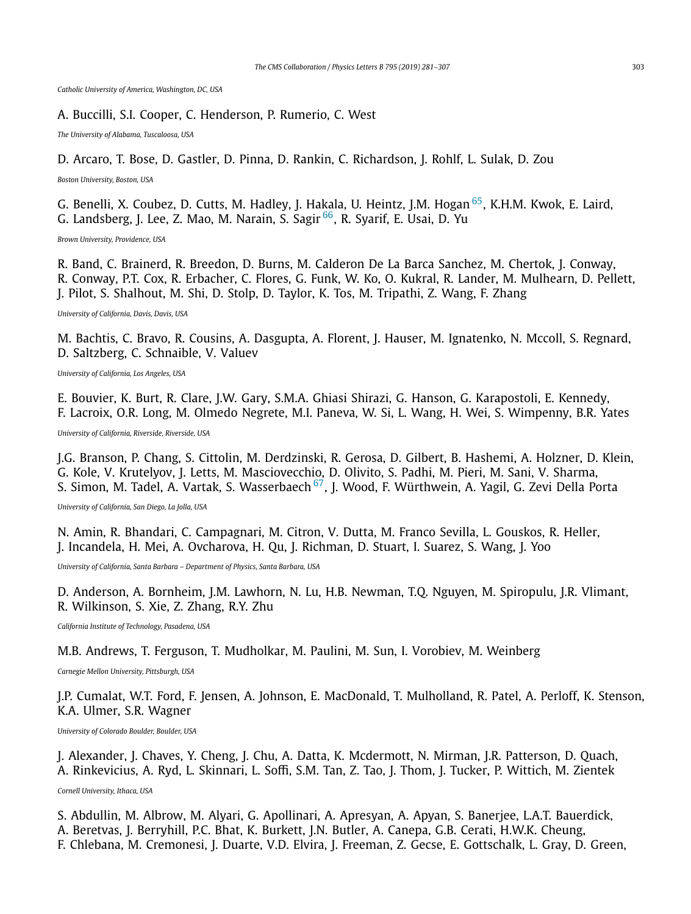*Catholic University of America, Washington, DC, USA*

A. Buccilli, S.I. Cooper, C. Henderson, P. Rumerio, C. West

*The University of Alabama, Tuscaloosa, USA*

D. Arcaro, T. Bose, D. Gastler, D. Pinna, D. Rankin, C. Richardson, J. Rohlf, L. Sulak, D. Zou

*Boston University, Boston, USA*

G. Benelli, X. Coubez, D. Cutts, M. Hadley, J. Hakala, U. Heintz, J.M. Hogan [65], K.H.M. Kwok, E. Laird, G. Landsberg, J. Lee, Z. Mao, M. Narain, S. Sagir [66], R. Syarif, E. Usai, D. Yu

*Brown University, Providence, USA*

R. Band, C. Brainerd, R. Breedon, D. Burns, M. Calderon De La Barca Sanchez, M. Chertok, J. Conway, R. Conway, P.T. Cox, R. Erbacher, C. Flores, G. Funk, W. Ko, O. Kukral, R. Lander, M. Mulhearn, D. Pellett, J. Pilot, S. Shalhout, M. Shi, D. Stolp, D. Taylor, K. Tos, M. Tripathi, Z. Wang, F. Zhang

*University of California, Davis, Davis, USA*

M. Bachtis, C. Bravo, R. Cousins, A. Dasgupta, A. Florent, J. Hauser, M. Ignatenko, N. Mccoll, S. Regnard, D. Saltzberg, C. Schnaible, V. Valuev

*University of California, Los Angeles, USA*

E. Bouvier, K. Burt, R. Clare, J.W. Gary, S.M.A. Ghiasi Shirazi, G. Hanson, G. Karapostoli, E. Kennedy, F. Lacroix, O.R. Long, M. Olmedo Negrete, M.I. Paneva, W. Si, L. Wang, H. Wei, S. Wimpenny, B.R. Yates

*University of California, Riverside, Riverside, USA*

J.G. Branson, P. Chang, S. Cittolin, M. Derdzinski, R. Gerosa, D. Gilbert, B. Hashemi, A. Holzner, D. Klein, G. Kole, V. Krutelyov, J. Letts, M. Masciovecchio, D. Olivito, S. Padhi, M. Pieri, M. Sani, V. Sharma, S. Simon, M. Tadel, A. Vartak, S. Wasserbaech [67], J. Wood, F. Würthwein, A. Yagil, G. Zevi Della Porta

*University of California, San Diego, La Jolla, USA*

N. Amin, R. Bhandari, C. Campagnari, M. Citron, V. Dutta, M. Franco Sevilla, L. Gouskos, R. Heller, J. Incandela, H. Mei, A. Ovcharova, H. Qu, J. Richman, D. Stuart, I. Suarez, S. Wang, J. Yoo

*University of California, Santa Barbara – Department of Physics, Santa Barbara, USA*

D. Anderson, A. Bornheim, J.M. Lawhorn, N. Lu, H.B. Newman, T.Q. Nguyen, M. Spiropulu, J.R. Vlimant, R. Wilkinson, S. Xie, Z. Zhang, R.Y. Zhu

*California Institute of Technology, Pasadena, USA*

M.B. Andrews, T. Ferguson, T. Mudholkar, M. Paulini, M. Sun, I. Vorobiev, M. Weinberg

*Carnegie Mellon University, Pittsburgh, USA*

J.P. Cumalat, W.T. Ford, F. Jensen, A. Johnson, E. MacDonald, T. Mulholland, R. Patel, A. Perloff, K. Stenson, K.A. Ulmer, S.R. Wagner

*University of Colorado Boulder, Boulder, USA*

J. Alexander, J. Chaves, Y. Cheng, J. Chu, A. Datta, K. Mcdermott, N. Mirman, J.R. Patterson, D. Quach, A. Rinkevicius, A. Ryd, L. Skinnari, L. Soffi, S.M. Tan, Z. Tao, J. Thom, J. Tucker, P. Wittich, M. Zientek

*Cornell University, Ithaca, USA*

S. Abdullin, M. Albrow, M. Alyari, G. Apollinari, A. Apresyan, A. Apyan, S. Banerjee, L.A.T. Bauerdick, A. Beretvas, J. Berryhill, P.C. Bhat, K. Burkett, J.N. Butler, A. Canepa, G.B. Cerati, H.W.K. Cheung, F. Chlebana, M. Cremonesi, J. Duarte, V.D. Elvira, J. Freeman, Z. Gecse, E. Gottschalk, L. Gray, D. Green,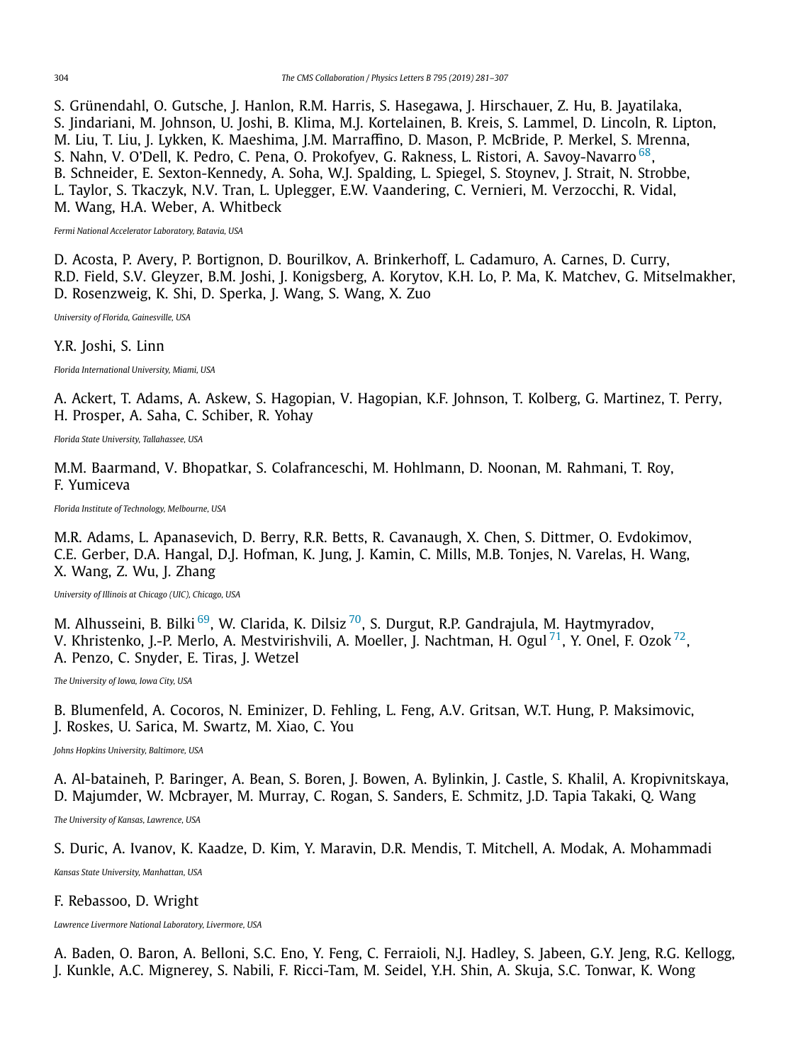S. Grünendahl, O. Gutsche, J. Hanlon, R.M. Harris, S. Hasegawa, J. Hirschauer, Z. Hu, B. Jayatilaka, S. Jindariani, M. Johnson, U. Joshi, B. Klima, M.J. Kortelainen, B. Kreis, S. Lammel, D. Lincoln, R. Lipton, M. Liu, T. Liu, J. Lykken, K. Maeshima, J.M. Marraffino, D. Mason, P. McBride, P. Merkel, S. Mrenna, S. Nahn, V. O'Dell, K. Pedro, C. Pena, O. Prokofyev, G. Rakness, L. Ristori, A. Savoy-Navarro [68], B. Schneider, E. Sexton-Kennedy, A. Soha, W.J. Spalding, L. Spiegel, S. Stoynev, J. Strait, N. Strobbe, L. Taylor, S. Tkaczyk, N.V. Tran, L. Uplegger, E.W. Vaandering, C. Vernieri, M. Verzocchi, R. Vidal, M. Wang, H.A. Weber, A. Whitbeck

*Fermi National Accelerator Laboratory, Batavia, USA*

D. Acosta, P. Avery, P. Bortignon, D. Bourilkov, A. Brinkerhoff, L. Cadamuro, A. Carnes, D. Curry, R.D. Field, S.V. Gleyzer, B.M. Joshi, J. Konigsberg, A. Korytov, K.H. Lo, P. Ma, K. Matchev, G. Mitselmakher, D. Rosenzweig, K. Shi, D. Sperka, J. Wang, S. Wang, X. Zuo

*University of Florida, Gainesville, USA*

Y.R. Joshi, S. Linn

*Florida International University, Miami, USA*

A. Ackert, T. Adams, A. Askew, S. Hagopian, V. Hagopian, K.F. Johnson, T. Kolberg, G. Martinez, T. Perry, H. Prosper, A. Saha, C. Schiber, R. Yohay

*Florida State University, Tallahassee, USA*

M.M. Baarmand, V. Bhopatkar, S. Colafranceschi, M. Hohlmann, D. Noonan, M. Rahmani, T. Roy, F. Yumiceva

*Florida Institute of Technology, Melbourne, USA*

M.R. Adams, L. Apanasevich, D. Berry, R.R. Betts, R. Cavanaugh, X. Chen, S. Dittmer, O. Evdokimov, C.E. Gerber, D.A. Hangal, D.J. Hofman, K. Jung, J. Kamin, C. Mills, M.B. Tonjes, N. Varelas, H. Wang, X. Wang, Z. Wu, J. Zhang

*University of Illinois at Chicago (UIC), Chicago, USA*

M. Alhusseini, B. Bilki [69], W. Clarida, K. Dilsiz [70], S. Durgut, R.P. Gandrajula, M. Haytmyradov, V. Khristenko, J.-P. Merlo, A. Mestvirishvili, A. Moeller, J. Nachtman, H. Ogul [71], Y. Onel, F. Ozok [72], A. Penzo, C. Snyder, E. Tiras, J. Wetzel

*The University of Iowa, Iowa City, USA*

B. Blumenfeld, A. Cocoros, N. Eminizer, D. Fehling, L. Feng, A.V. Gritsan, W.T. Hung, P. Maksimovic, J. Roskes, U. Sarica, M. Swartz, M. Xiao, C. You

*Johns Hopkins University, Baltimore, USA*

A. Al-bataineh, P. Baringer, A. Bean, S. Boren, J. Bowen, A. Bylinkin, J. Castle, S. Khalil, A. Kropivnitskaya, D. Majumder, W. Mcbrayer, M. Murray, C. Rogan, S. Sanders, E. Schmitz, J.D. Tapia Takaki, Q. Wang

*The University of Kansas, Lawrence, USA*

S. Duric, A. Ivanov, K. Kaadze, D. Kim, Y. Maravin, D.R. Mendis, T. Mitchell, A. Modak, A. Mohammadi

*Kansas State University, Manhattan, USA*

F. Rebassoo, D. Wright

*Lawrence Livermore National Laboratory, Livermore, USA*

A. Baden, O. Baron, A. Belloni, S.C. Eno, Y. Feng, C. Ferraioli, N.J. Hadley, S. Jabeen, G.Y. Jeng, R.G. Kellogg, J. Kunkle, A.C. Mignerey, S. Nabili, F. Ricci-Tam, M. Seidel, Y.H. Shin, A. Skuja, S.C. Tonwar, K. Wong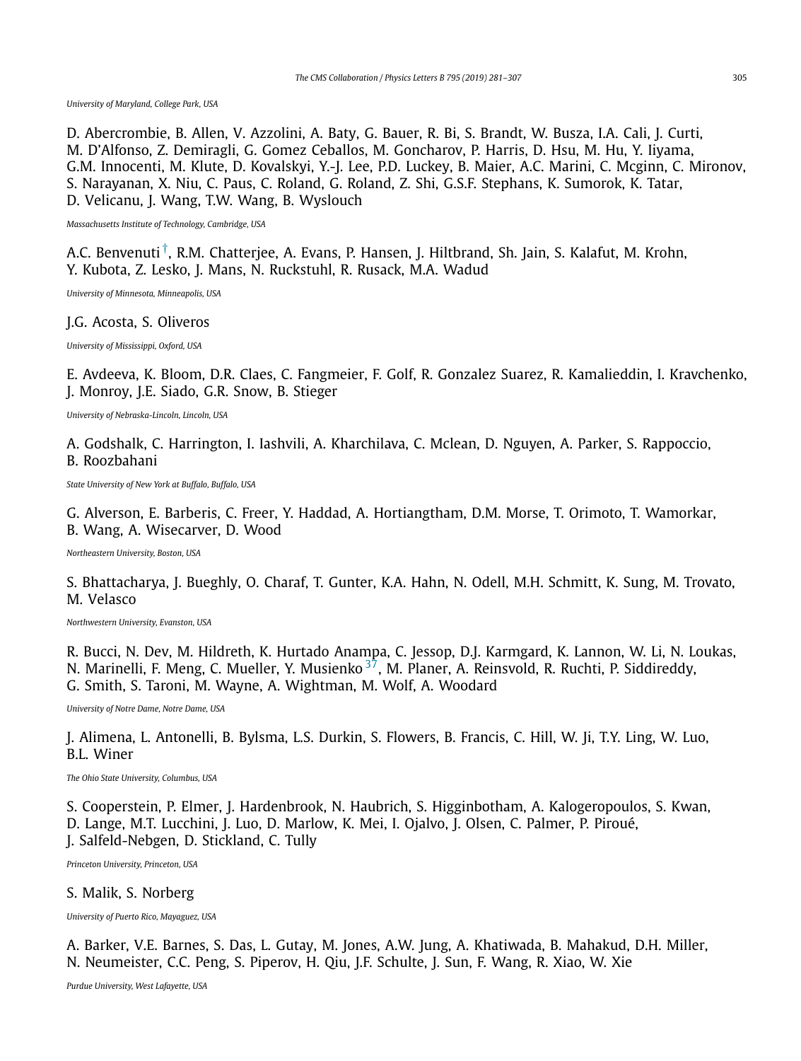*University of Maryland, College Park, USA*

D. Abercrombie, B. Allen, V. Azzolini, A. Baty, G. Bauer, R. Bi, S. Brandt, W. Busza, I.A. Cali, J. Curti, M. D'Alfonso, Z. Demiragli, G. Gomez Ceballos, M. Goncharov, P. Harris, D. Hsu, M. Hu, Y. Iiyama, G.M. Innocenti, M. Klute, D. Kovalskyi, Y.-J. Lee, P.D. Luckey, B. Maier, A.C. Marini, C. Mcginn, C. Mironov, S. Narayanan, X. Niu, C. Paus, C. Roland, G. Roland, Z. Shi, G.S.F. Stephans, K. Sumorok, K. Tatar, D. Velicanu, J. Wang, T.W. Wang, B. Wyslouch

*Massachusetts Institute of Technology, Cambridge, USA*

A.C. Benvenuti[†], R.M. Chatterjee, A. Evans, P. Hansen, J. Hiltbrand, Sh. Jain, S. Kalafut, M. Krohn, Y. Kubota, Z. Lesko, J. Mans, N. Ruckstuhl, R. Rusack, M.A. Wadud

*University of Minnesota, Minneapolis, USA*

J.G. Acosta, S. Oliveros

*University of Mississippi, Oxford, USA*

E. Avdeeva, K. Bloom, D.R. Claes, C. Fangmeier, F. Golf, R. Gonzalez Suarez, R. Kamalieddin, I. Kravchenko, J. Monroy, J.E. Siado, G.R. Snow, B. Stieger

*University of Nebraska-Lincoln, Lincoln, USA*

A. Godshalk, C. Harrington, I. Iashvili, A. Kharchilava, C. Mclean, D. Nguyen, A. Parker, S. Rappoccio, B. Roozbahani

*State University of New York at Buffalo, Buffalo, USA*

G. Alverson, E. Barberis, C. Freer, Y. Haddad, A. Hortiangtham, D.M. Morse, T. Orimoto, T. Wamorkar, B. Wang, A. Wisecarver, D. Wood

*Northeastern University, Boston, USA*

S. Bhattacharya, J. Bueghly, O. Charaf, T. Gunter, K.A. Hahn, N. Odell, M.H. Schmitt, K. Sung, M. Trovato, M. Velasco

*Northwestern University, Evanston, USA*

R. Bucci, N. Dev, M. Hildreth, K. Hurtado Anampa, C. Jessop, D.J. Karmgard, K. Lannon, W. Li, N. Loukas, N. Marinelli, F. Meng, C. Mueller, Y. Musienko[37], M. Planer, A. Reinsvold, R. Ruchti, P. Siddireddy, G. Smith, S. Taroni, M. Wayne, A. Wightman, M. Wolf, A. Woodard

*University of Notre Dame, Notre Dame, USA*

J. Alimena, L. Antonelli, B. Bylsma, L.S. Durkin, S. Flowers, B. Francis, C. Hill, W. Ji, T.Y. Ling, W. Luo, B.L. Winer

*The Ohio State University, Columbus, USA*

S. Cooperstein, P. Elmer, J. Hardenbrook, N. Haubrich, S. Higginbotham, A. Kalogeropoulos, S. Kwan, D. Lange, M.T. Lucchini, J. Luo, D. Marlow, K. Mei, I. Ojalvo, J. Olsen, C. Palmer, P. Piroué, J. Salfeld-Nebgen, D. Stickland, C. Tully

*Princeton University, Princeton, USA*

S. Malik, S. Norberg

*University of Puerto Rico, Mayaguez, USA*

A. Barker, V.E. Barnes, S. Das, L. Gutay, M. Jones, A.W. Jung, A. Khatiwada, B. Mahakud, D.H. Miller, N. Neumeister, C.C. Peng, S. Piperov, H. Qiu, J.F. Schulte, J. Sun, F. Wang, R. Xiao, W. Xie

*Purdue University, West Lafayette, USA*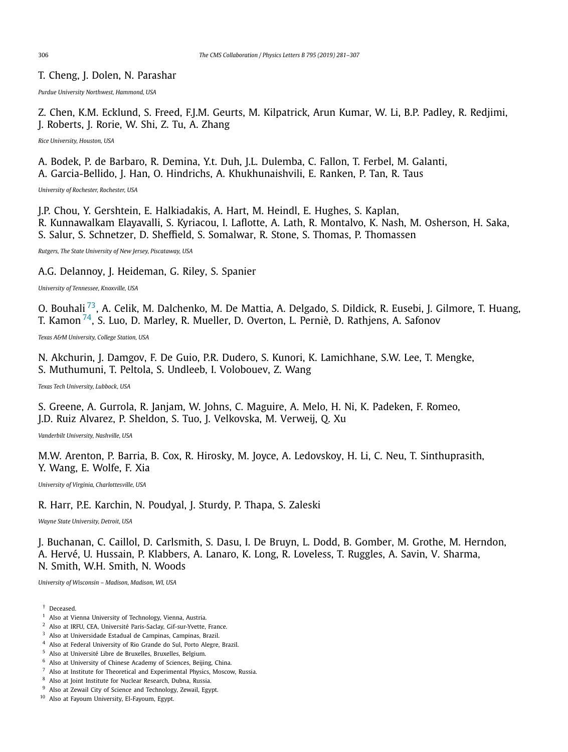T. Cheng, J. Dolen, N. Parashar

*Purdue University Northwest, Hammond, USA*

Z. Chen, K.M. Ecklund, S. Freed, F.J.M. Geurts, M. Kilpatrick, Arun Kumar, W. Li, B.P. Padley, R. Redjimi, J. Roberts, J. Rorie, W. Shi, Z. Tu, A. Zhang

*Rice University, Houston, USA*

A. Bodek, P. de Barbaro, R. Demina, Y.t. Duh, J.L. Dulemba, C. Fallon, T. Ferbel, M. Galanti, A. Garcia-Bellido, J. Han, O. Hindrichs, A. Khukhunaishvili, E. Ranken, P. Tan, R. Taus

*University of Rochester, Rochester, USA*

J.P. Chou, Y. Gershtein, E. Halkiadakis, A. Hart, M. Heindl, E. Hughes, S. Kaplan, R. Kunnawalkam Elayavalli, S. Kyriacou, I. Laflotte, A. Lath, R. Montalvo, K. Nash, M. Osherson, H. Saka, S. Salur, S. Schnetzer, D. Sheffield, S. Somalwar, R. Stone, S. Thomas, P. Thomassen

*Rutgers, The State University of New Jersey, Piscataway, USA*

A.G. Delannoy, J. Heideman, G. Riley, S. Spanier

*University of Tennessee, Knoxville, USA*

O. Bouhali [73], A. Celik, M. Dalchenko, M. De Mattia, A. Delgado, S. Dildick, R. Eusebi, J. Gilmore, T. Huang, T. Kamon [74], S. Luo, D. Marley, R. Mueller, D. Overton, L. Perniè, D. Rathjens, A. Safonov

*Texas A&M University, College Station, USA*

N. Akchurin, J. Damgov, F. De Guio, P.R. Dudero, S. Kunori, K. Lamichhane, S.W. Lee, T. Mengke, S. Muthumuni, T. Peltola, S. Undleeb, I. Volobouev, Z. Wang

*Texas Tech University, Lubbock, USA*

S. Greene, A. Gurrola, R. Janjam, W. Johns, C. Maguire, A. Melo, H. Ni, K. Padeken, F. Romeo, J.D. Ruiz Alvarez, P. Sheldon, S. Tuo, J. Velkovska, M. Verweij, Q. Xu

*Vanderbilt University, Nashville, USA*

M.W. Arenton, P. Barria, B. Cox, R. Hirosky, M. Joyce, A. Ledovskoy, H. Li, C. Neu, T. Sinthuprasith, Y. Wang, E. Wolfe, F. Xia

*University of Virginia, Charlottesville, USA*

R. Harr, P.E. Karchin, N. Poudyal, J. Sturdy, P. Thapa, S. Zaleski

*Wayne State University, Detroit, USA*

J. Buchanan, C. Caillol, D. Carlsmith, S. Dasu, I. De Bruyn, L. Dodd, B. Gomber, M. Grothe, M. Herndon, A. Hervé, U. Hussain, P. Klabbers, A. Lanaro, K. Long, R. Loveless, T. Ruggles, A. Savin, V. Sharma, N. Smith, W.H. Smith, N. Woods

*University of Wisconsin – Madison, Madison, WI, USA*

† Deceased.
[1] Also at Vienna University of Technology, Vienna, Austria.
[2] Also at IRFU, CEA, Université Paris-Saclay, Gif-sur-Yvette, France.
[3] Also at Universidade Estadual de Campinas, Campinas, Brazil.
[4] Also at Federal University of Rio Grande do Sul, Porto Alegre, Brazil.
[5] Also at Université Libre de Bruxelles, Bruxelles, Belgium.
[6] Also at University of Chinese Academy of Sciences, Beijing, China.
[7] Also at Institute for Theoretical and Experimental Physics, Moscow, Russia.
[8] Also at Joint Institute for Nuclear Research, Dubna, Russia.
[9] Also at Zewail City of Science and Technology, Zewail, Egypt.
[10] Also at Fayoum University, El-Fayoum, Egypt.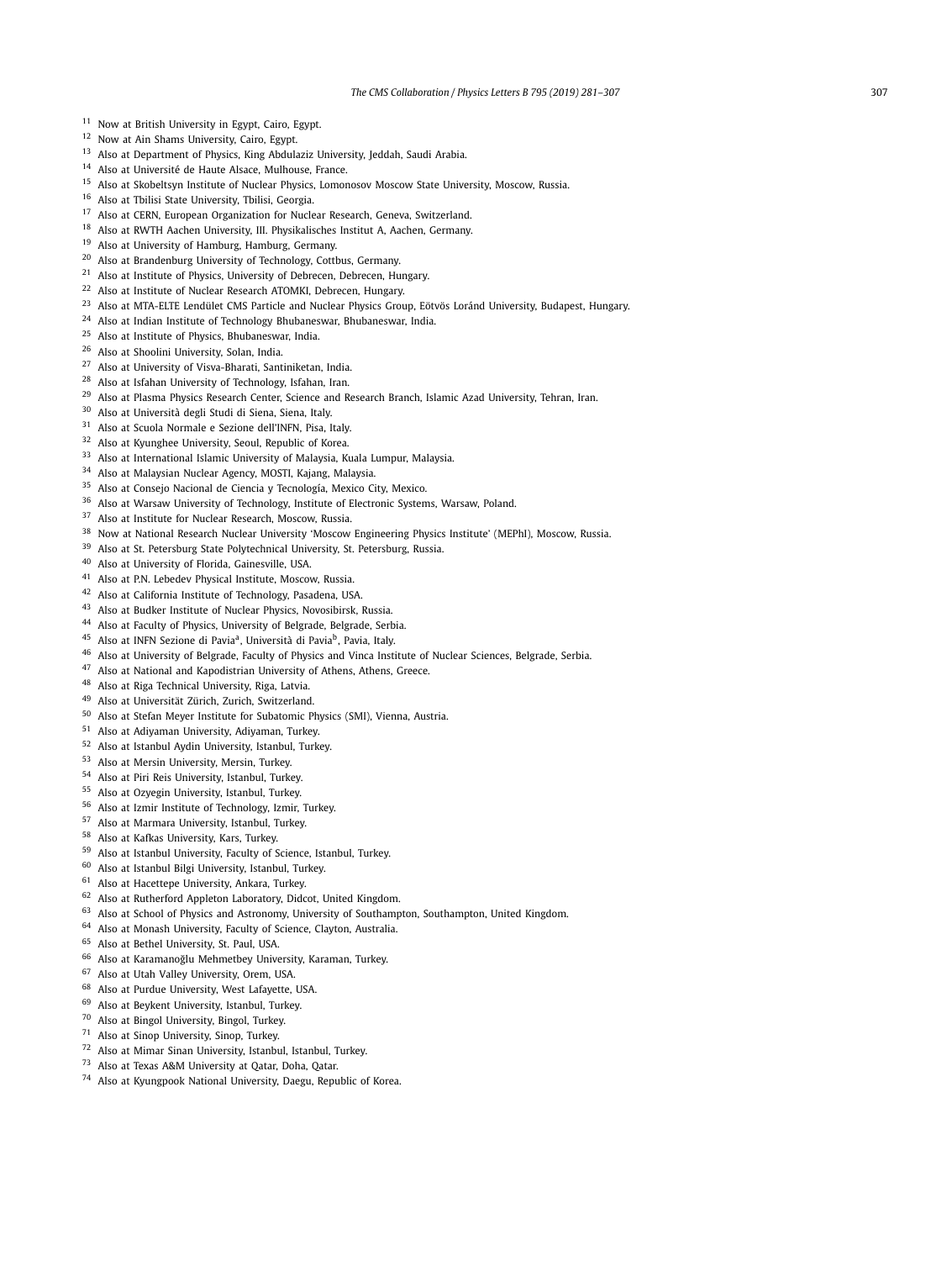[11] Now at British University in Egypt, Cairo, Egypt.
[12] Now at Ain Shams University, Cairo, Egypt.
[13] Also at Department of Physics, King Abdulaziz University, Jeddah, Saudi Arabia.
[14] Also at Université de Haute Alsace, Mulhouse, France.
[15] Also at Skobeltsyn Institute of Nuclear Physics, Lomonosov Moscow State University, Moscow, Russia.
[16] Also at Tbilisi State University, Tbilisi, Georgia.
[17] Also at CERN, European Organization for Nuclear Research, Geneva, Switzerland.
[18] Also at RWTH Aachen University, III. Physikalisches Institut A, Aachen, Germany.
[19] Also at University of Hamburg, Hamburg, Germany.
[20] Also at Brandenburg University of Technology, Cottbus, Germany.
[21] Also at Institute of Physics, University of Debrecen, Debrecen, Hungary.
[22] Also at Institute of Nuclear Research ATOMKI, Debrecen, Hungary.
[23] Also at MTA-ELTE Lendület CMS Particle and Nuclear Physics Group, Eötvös Loránd University, Budapest, Hungary.
[24] Also at Indian Institute of Technology Bhubaneswar, Bhubaneswar, India.
[25] Also at Institute of Physics, Bhubaneswar, India.
[26] Also at Shoolini University, Solan, India.
[27] Also at University of Visva-Bharati, Santiniketan, India.
[28] Also at Isfahan University of Technology, Isfahan, Iran.
[29] Also at Plasma Physics Research Center, Science and Research Branch, Islamic Azad University, Tehran, Iran.
[30] Also at Università degli Studi di Siena, Siena, Italy.
[31] Also at Scuola Normale e Sezione dell'INFN, Pisa, Italy.
[32] Also at Kyunghee University, Seoul, Republic of Korea.
[33] Also at International Islamic University of Malaysia, Kuala Lumpur, Malaysia.
[34] Also at Malaysian Nuclear Agency, MOSTI, Kajang, Malaysia.
[35] Also at Consejo Nacional de Ciencia y Tecnología, Mexico City, Mexico.
[36] Also at Warsaw University of Technology, Institute of Electronic Systems, Warsaw, Poland.
[37] Also at Institute for Nuclear Research, Moscow, Russia.
[38] Now at National Research Nuclear University 'Moscow Engineering Physics Institute' (MEPhI), Moscow, Russia.
[39] Also at St. Petersburg State Polytechnical University, St. Petersburg, Russia.
[40] Also at University of Florida, Gainesville, USA.
[41] Also at P.N. Lebedev Physical Institute, Moscow, Russia.
[42] Also at California Institute of Technology, Pasadena, USA.
[43] Also at Budker Institute of Nuclear Physics, Novosibirsk, Russia.
[44] Also at Faculty of Physics, University of Belgrade, Belgrade, Serbia.
[45] Also at INFN Sezione di Pavia[a], Università di Pavia[b], Pavia, Italy.
[46] Also at University of Belgrade, Faculty of Physics and Vinca Institute of Nuclear Sciences, Belgrade, Serbia.
[47] Also at National and Kapodistrian University of Athens, Athens, Greece.
[48] Also at Riga Technical University, Riga, Latvia.
[49] Also at Universität Zürich, Zurich, Switzerland.
[50] Also at Stefan Meyer Institute for Subatomic Physics (SMI), Vienna, Austria.
[51] Also at Adiyaman University, Adiyaman, Turkey.
[52] Also at Istanbul Aydin University, Istanbul, Turkey.
[53] Also at Mersin University, Mersin, Turkey.
[54] Also at Piri Reis University, Istanbul, Turkey.
[55] Also at Ozyegin University, Istanbul, Turkey.
[56] Also at Izmir Institute of Technology, Izmir, Turkey.
[57] Also at Marmara University, Istanbul, Turkey.
[58] Also at Kafkas University, Kars, Turkey.
[59] Also at Istanbul University, Faculty of Science, Istanbul, Turkey.
[60] Also at Istanbul Bilgi University, Istanbul, Turkey.
[61] Also at Hacettepe University, Ankara, Turkey.
[62] Also at Rutherford Appleton Laboratory, Didcot, United Kingdom.
[63] Also at School of Physics and Astronomy, University of Southampton, Southampton, United Kingdom.
[64] Also at Monash University, Faculty of Science, Clayton, Australia.
[65] Also at Bethel University, St. Paul, USA.
[66] Also at Karamanoğlu Mehmetbey University, Karaman, Turkey.
[67] Also at Utah Valley University, Orem, USA.
[68] Also at Purdue University, West Lafayette, USA.
[69] Also at Beykent University, Istanbul, Turkey.
[70] Also at Bingol University, Bingol, Turkey.
[71] Also at Sinop University, Sinop, Turkey.
[72] Also at Mimar Sinan University, Istanbul, Istanbul, Turkey.
[73] Also at Texas A&M University at Qatar, Doha, Qatar.
[74] Also at Kyungpook National University, Daegu, Republic of Korea.